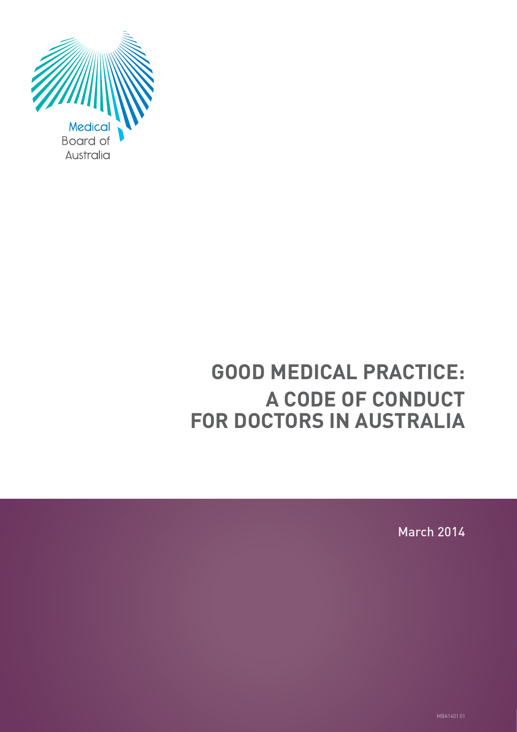Medical Board of Australia

# GOOD MEDICAL PRACTICE: A CODE OF CONDUCT FOR DOCTORS IN AUSTRALIA

March 2014

MBA1401 01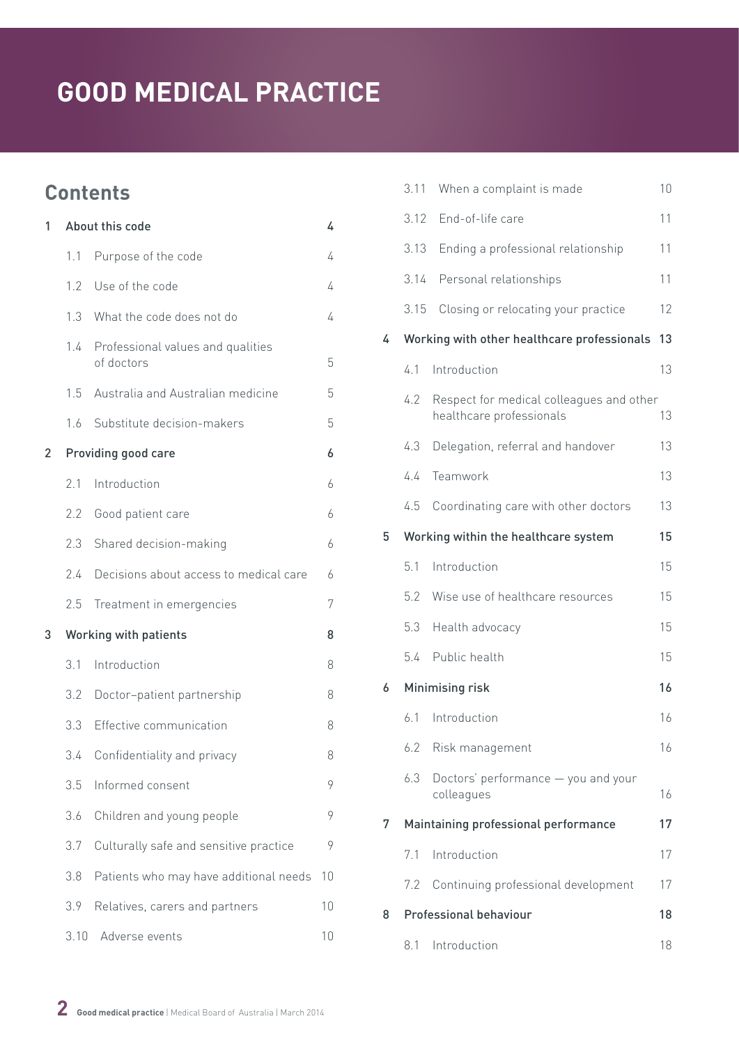# GOOD MEDICAL PRACTICE

## Contents

| | | |
|---|---|---|
| **1** | **About this code** | **4** |
| 1.1 | Purpose of the code | 4 |
| 1.2 | Use of the code | 4 |
| 1.3 | What the code does not do | 4 |
| 1.4 | Professional values and qualities of doctors | 5 |
| 1.5 | Australia and Australian medicine | 5 |
| 1.6 | Substitute decision-makers | 5 |
| **2** | **Providing good care** | **6** |
| 2.1 | Introduction | 6 |
| 2.2 | Good patient care | 6 |
| 2.3 | Shared decision-making | 6 |
| 2.4 | Decisions about access to medical care | 6 |
| 2.5 | Treatment in emergencies | 7 |
| **3** | **Working with patients** | **8** |
| 3.1 | Introduction | 8 |
| 3.2 | Doctor–patient partnership | 8 |
| 3.3 | Effective communication | 8 |
| 3.4 | Confidentiality and privacy | 8 |
| 3.5 | Informed consent | 9 |
| 3.6 | Children and young people | 9 |
| 3.7 | Culturally safe and sensitive practice | 9 |
| 3.8 | Patients who may have additional needs | 10 |
| 3.9 | Relatives, carers and partners | 10 |
| 3.10 | Adverse events | 10 |
| 3.11 | When a complaint is made | 10 |
| 3.12 | End-of-life care | 11 |
| 3.13 | Ending a professional relationship | 11 |
| 3.14 | Personal relationships | 11 |
| 3.15 | Closing or relocating your practice | 12 |
| **4** | **Working with other healthcare professionals** | **13** |
| 4.1 | Introduction | 13 |
| 4.2 | Respect for medical colleagues and other healthcare professionals | 13 |
| 4.3 | Delegation, referral and handover | 13 |
| 4.4 | Teamwork | 13 |
| 4.5 | Coordinating care with other doctors | 13 |
| **5** | **Working within the healthcare system** | **15** |
| 5.1 | Introduction | 15 |
| 5.2 | Wise use of healthcare resources | 15 |
| 5.3 | Health advocacy | 15 |
| 5.4 | Public health | 15 |
| **6** | **Minimising risk** | **16** |
| 6.1 | Introduction | 16 |
| 6.2 | Risk management | 16 |
| 6.3 | Doctors' performance — you and your colleagues | 16 |
| **7** | **Maintaining professional performance** | **17** |
| 7.1 | Introduction | 17 |
| 7.2 | Continuing professional development | 17 |
| **8** | **Professional behaviour** | **18** |
| 8.1 | Introduction | 18 |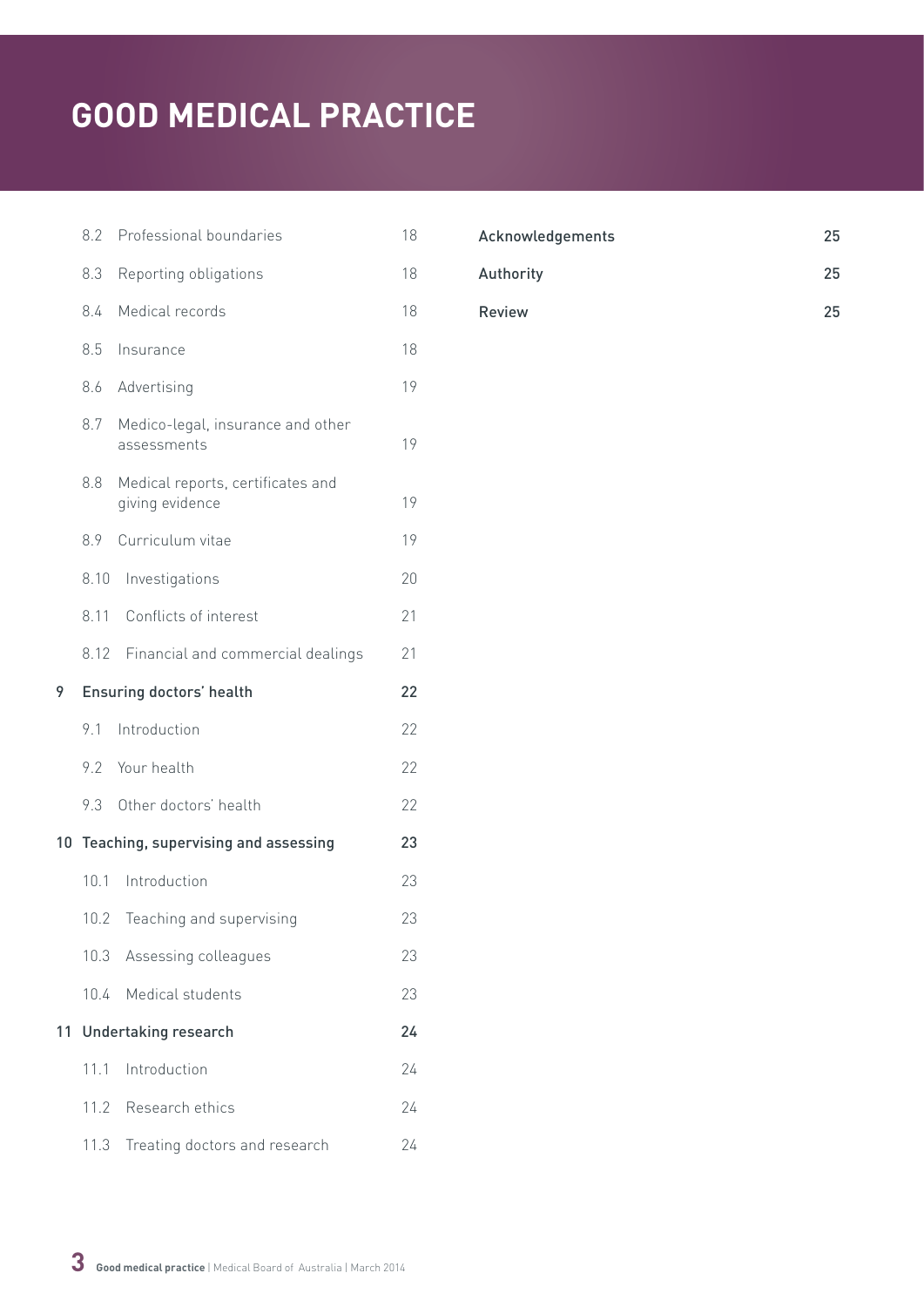# GOOD MEDICAL PRACTICE

| | | |
|---|---|---|
| | 8.2 Professional boundaries | 18 |
| | 8.3 Reporting obligations | 18 |
| | 8.4 Medical records | 18 |
| | 8.5 Insurance | 18 |
| | 8.6 Advertising | 19 |
| | 8.7 Medico-legal, insurance and other assessments | 19 |
| | 8.8 Medical reports, certificates and giving evidence | 19 |
| | 8.9 Curriculum vitae | 19 |
| | 8.10 Investigations | 20 |
| | 8.11 Conflicts of interest | 21 |
| | 8.12 Financial and commercial dealings | 21 |
| 9 | **Ensuring doctors' health** | **22** |
| | 9.1 Introduction | 22 |
| | 9.2 Your health | 22 |
| | 9.3 Other doctors' health | 22 |
| 10 | **Teaching, supervising and assessing** | **23** |
| | 10.1 Introduction | 23 |
| | 10.2 Teaching and supervising | 23 |
| | 10.3 Assessing colleagues | 23 |
| | 10.4 Medical students | 23 |
| 11 | **Undertaking research** | **24** |
| | 11.1 Introduction | 24 |
| | 11.2 Research ethics | 24 |
| | 11.3 Treating doctors and research | 24 |
| | **Acknowledgements** | **25** |
| | **Authority** | **25** |
| | **Review** | **25** |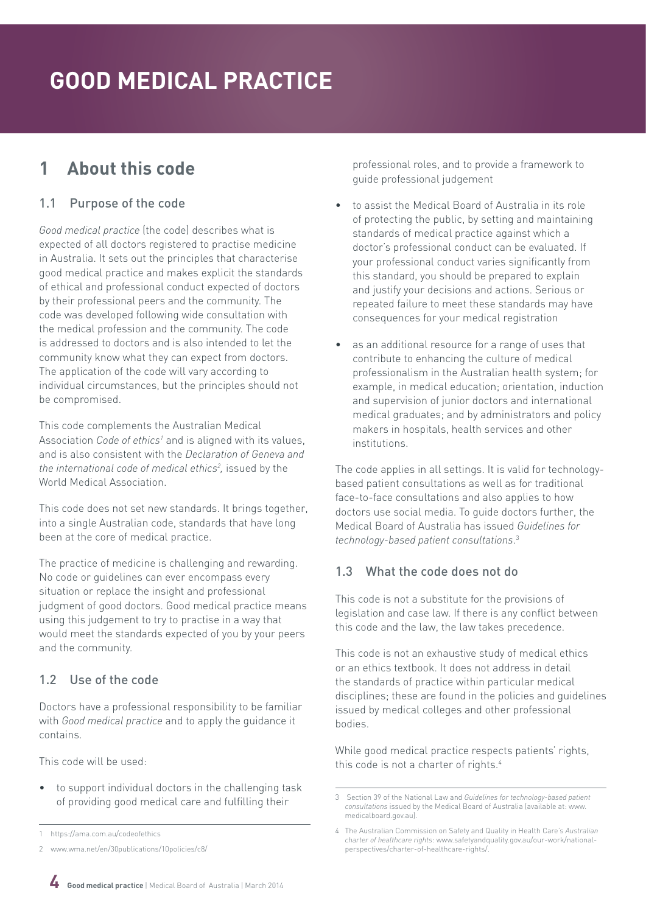# GOOD MEDICAL PRACTICE

## 1 About this code

### 1.1 Purpose of the code

*Good medical practice* (the code) describes what is expected of all doctors registered to practise medicine in Australia. It sets out the principles that characterise good medical practice and makes explicit the standards of ethical and professional conduct expected of doctors by their professional peers and the community. The code was developed following wide consultation with the medical profession and the community. The code is addressed to doctors and is also intended to let the community know what they can expect from doctors. The application of the code will vary according to individual circumstances, but the principles should not be compromised.

This code complements the Australian Medical Association *Code of ethics*[1] and is aligned with its values, and is also consistent with the *Declaration of Geneva and the international code of medical ethics*[2], issued by the World Medical Association.

This code does not set new standards. It brings together, into a single Australian code, standards that have long been at the core of medical practice.

The practice of medicine is challenging and rewarding. No code or guidelines can ever encompass every situation or replace the insight and professional judgment of good doctors. Good medical practice means using this judgement to try to practise in a way that would meet the standards expected of you by your peers and the community.

### 1.2 Use of the code

Doctors have a professional responsibility to be familiar with *Good medical practice* and to apply the guidance it contains.

This code will be used:

- to support individual doctors in the challenging task of providing good medical care and fulfilling their professional roles, and to provide a framework to guide professional judgement
- to assist the Medical Board of Australia in its role of protecting the public, by setting and maintaining standards of medical practice against which a doctor's professional conduct can be evaluated. If your professional conduct varies significantly from this standard, you should be prepared to explain and justify your decisions and actions. Serious or repeated failure to meet these standards may have consequences for your medical registration
- as an additional resource for a range of uses that contribute to enhancing the culture of medical professionalism in the Australian health system; for example, in medical education; orientation, induction and supervision of junior doctors and international medical graduates; and by administrators and policy makers in hospitals, health services and other institutions.

The code applies in all settings. It is valid for technology-based patient consultations as well as for traditional face-to-face consultations and also applies to how doctors use social media. To guide doctors further, the Medical Board of Australia has issued *Guidelines for technology-based patient consultations*.[3]

### 1.3 What the code does not do

This code is not a substitute for the provisions of legislation and case law. If there is any conflict between this code and the law, the law takes precedence.

This code is not an exhaustive study of medical ethics or an ethics textbook. It does not address in detail the standards of practice within particular medical disciplines; these are found in the policies and guidelines issued by medical colleges and other professional bodies.

While good medical practice respects patients' rights, this code is not a charter of rights.[4]

---

1 https://ama.com.au/codeofethics

2 www.wma.net/en/30publications/10policies/c8/

3 Section 39 of the National Law and *Guidelines for technology-based patient consultations* issued by the Medical Board of Australia (available at: www.medicalboard.gov.au).

4 The Australian Commission on Safety and Quality in Health Care's *Australian charter of healthcare rights*: www.safetyandquality.gov.au/our-work/national-perspectives/charter-of-healthcare-rights/.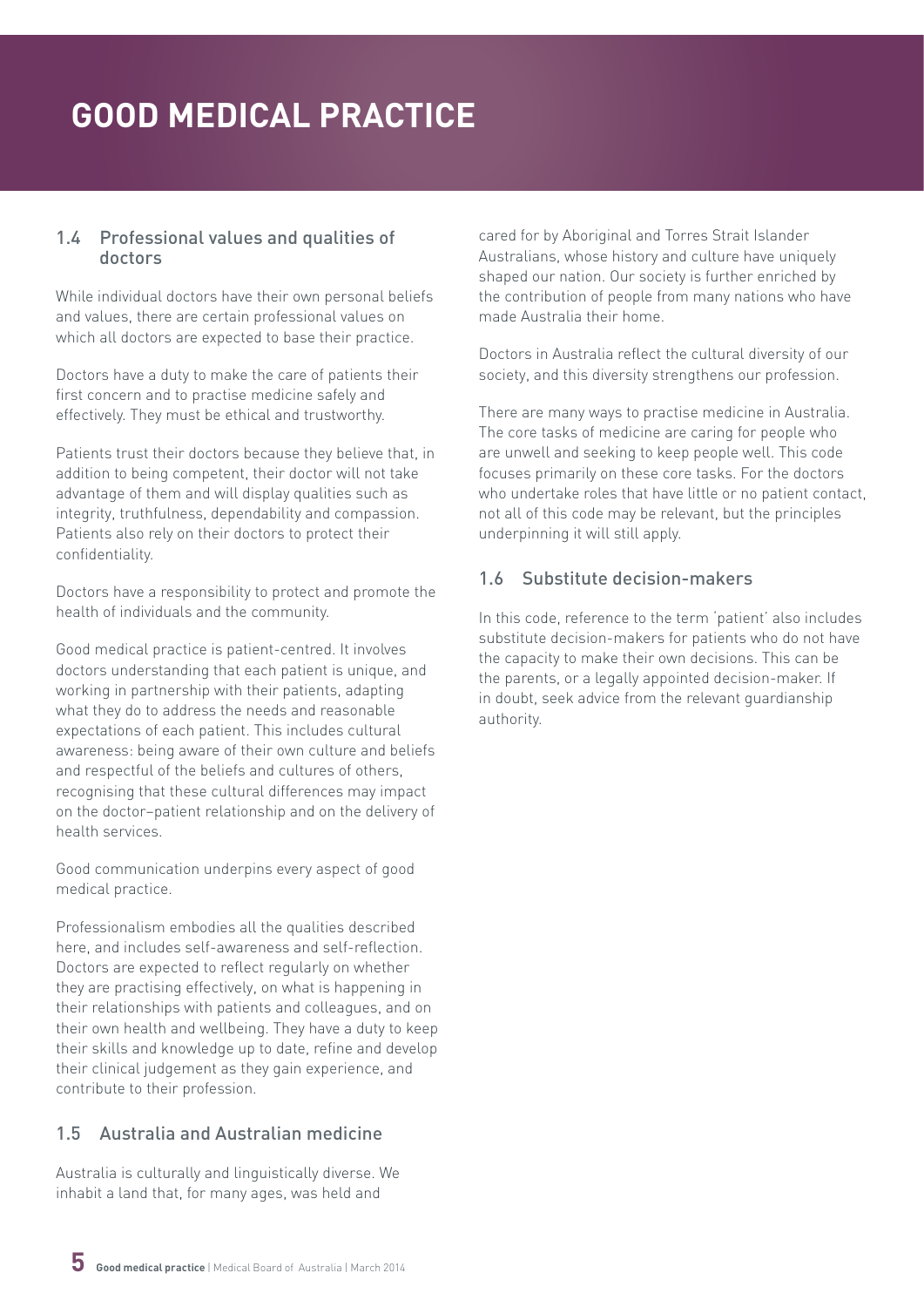# GOOD MEDICAL PRACTICE

## 1.4 Professional values and qualities of doctors

While individual doctors have their own personal beliefs and values, there are certain professional values on which all doctors are expected to base their practice.

Doctors have a duty to make the care of patients their first concern and to practise medicine safely and effectively. They must be ethical and trustworthy.

Patients trust their doctors because they believe that, in addition to being competent, their doctor will not take advantage of them and will display qualities such as integrity, truthfulness, dependability and compassion. Patients also rely on their doctors to protect their confidentiality.

Doctors have a responsibility to protect and promote the health of individuals and the community.

Good medical practice is patient-centred. It involves doctors understanding that each patient is unique, and working in partnership with their patients, adapting what they do to address the needs and reasonable expectations of each patient. This includes cultural awareness: being aware of their own culture and beliefs and respectful of the beliefs and cultures of others, recognising that these cultural differences may impact on the doctor–patient relationship and on the delivery of health services.

Good communication underpins every aspect of good medical practice.

Professionalism embodies all the qualities described here, and includes self-awareness and self-reflection. Doctors are expected to reflect regularly on whether they are practising effectively, on what is happening in their relationships with patients and colleagues, and on their own health and wellbeing. They have a duty to keep their skills and knowledge up to date, refine and develop their clinical judgement as they gain experience, and contribute to their profession.

## 1.5 Australia and Australian medicine

Australia is culturally and linguistically diverse. We inhabit a land that, for many ages, was held and cared for by Aboriginal and Torres Strait Islander Australians, whose history and culture have uniquely shaped our nation. Our society is further enriched by the contribution of people from many nations who have made Australia their home.

Doctors in Australia reflect the cultural diversity of our society, and this diversity strengthens our profession.

There are many ways to practise medicine in Australia. The core tasks of medicine are caring for people who are unwell and seeking to keep people well. This code focuses primarily on these core tasks. For the doctors who undertake roles that have little or no patient contact, not all of this code may be relevant, but the principles underpinning it will still apply.

## 1.6 Substitute decision-makers

In this code, reference to the term 'patient' also includes substitute decision-makers for patients who do not have the capacity to make their own decisions. This can be the parents, or a legally appointed decision-maker. If in doubt, seek advice from the relevant guardianship authority.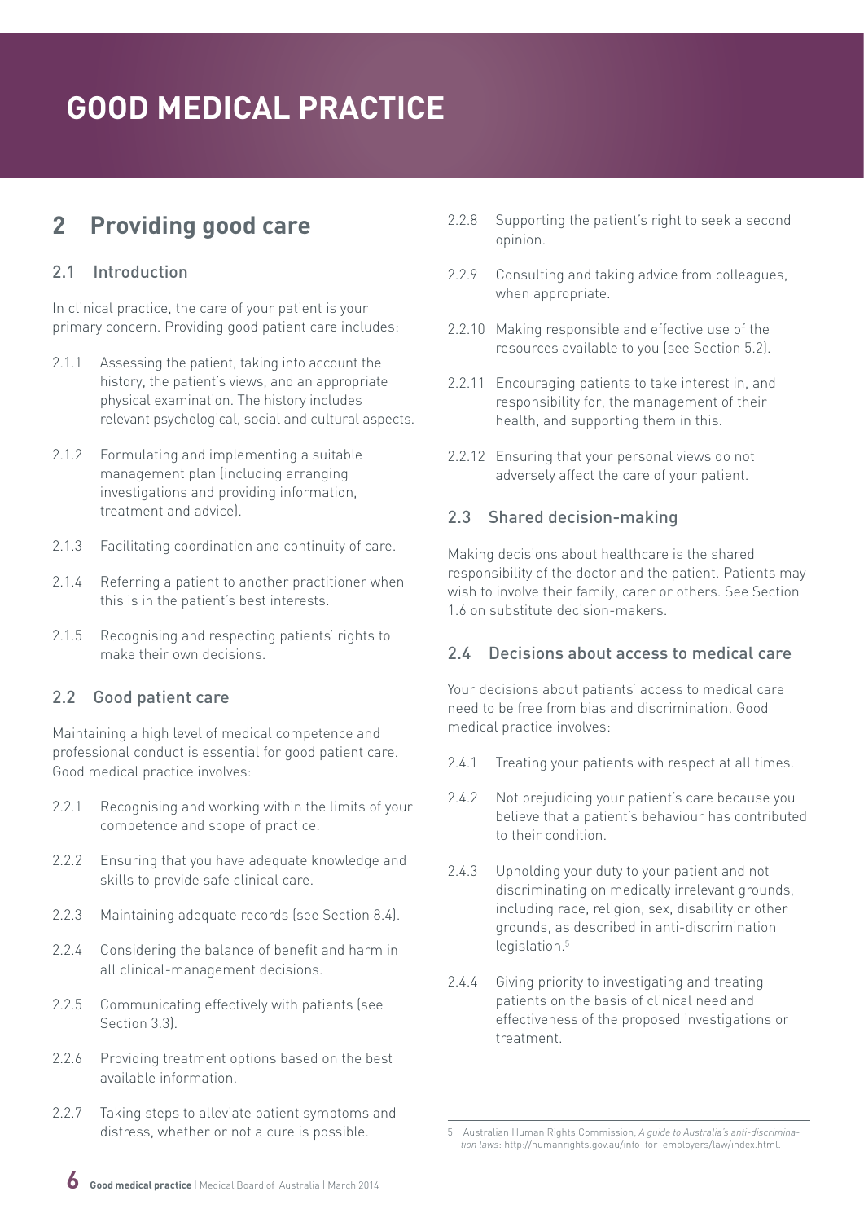# GOOD MEDICAL PRACTICE

## 2 Providing good care

### 2.1 Introduction

In clinical practice, the care of your patient is your primary concern. Providing good patient care includes:

2.1.1 Assessing the patient, taking into account the history, the patient's views, and an appropriate physical examination. The history includes relevant psychological, social and cultural aspects.

2.1.2 Formulating and implementing a suitable management plan (including arranging investigations and providing information, treatment and advice).

2.1.3 Facilitating coordination and continuity of care.

2.1.4 Referring a patient to another practitioner when this is in the patient's best interests.

2.1.5 Recognising and respecting patients' rights to make their own decisions.

### 2.2 Good patient care

Maintaining a high level of medical competence and professional conduct is essential for good patient care. Good medical practice involves:

2.2.1 Recognising and working within the limits of your competence and scope of practice.

2.2.2 Ensuring that you have adequate knowledge and skills to provide safe clinical care.

2.2.3 Maintaining adequate records (see Section 8.4).

2.2.4 Considering the balance of benefit and harm in all clinical-management decisions.

2.2.5 Communicating effectively with patients (see Section 3.3).

2.2.6 Providing treatment options based on the best available information.

2.2.7 Taking steps to alleviate patient symptoms and distress, whether or not a cure is possible.

2.2.8 Supporting the patient's right to seek a second opinion.

2.2.9 Consulting and taking advice from colleagues, when appropriate.

2.2.10 Making responsible and effective use of the resources available to you (see Section 5.2).

2.2.11 Encouraging patients to take interest in, and responsibility for, the management of their health, and supporting them in this.

2.2.12 Ensuring that your personal views do not adversely affect the care of your patient.

### 2.3 Shared decision-making

Making decisions about healthcare is the shared responsibility of the doctor and the patient. Patients may wish to involve their family, carer or others. See Section 1.6 on substitute decision-makers.

### 2.4 Decisions about access to medical care

Your decisions about patients' access to medical care need to be free from bias and discrimination. Good medical practice involves:

2.4.1 Treating your patients with respect at all times.

2.4.2 Not prejudicing your patient's care because you believe that a patient's behaviour has contributed to their condition.

2.4.3 Upholding your duty to your patient and not discriminating on medically irrelevant grounds, including race, religion, sex, disability or other grounds, as described in anti-discrimination legislation.[5]

2.4.4 Giving priority to investigating and treating patients on the basis of clinical need and effectiveness of the proposed investigations or treatment.

---

5 Australian Human Rights Commission, *A guide to Australia's anti-discrimination laws*: http://humanrights.gov.au/info_for_employers/law/index.html.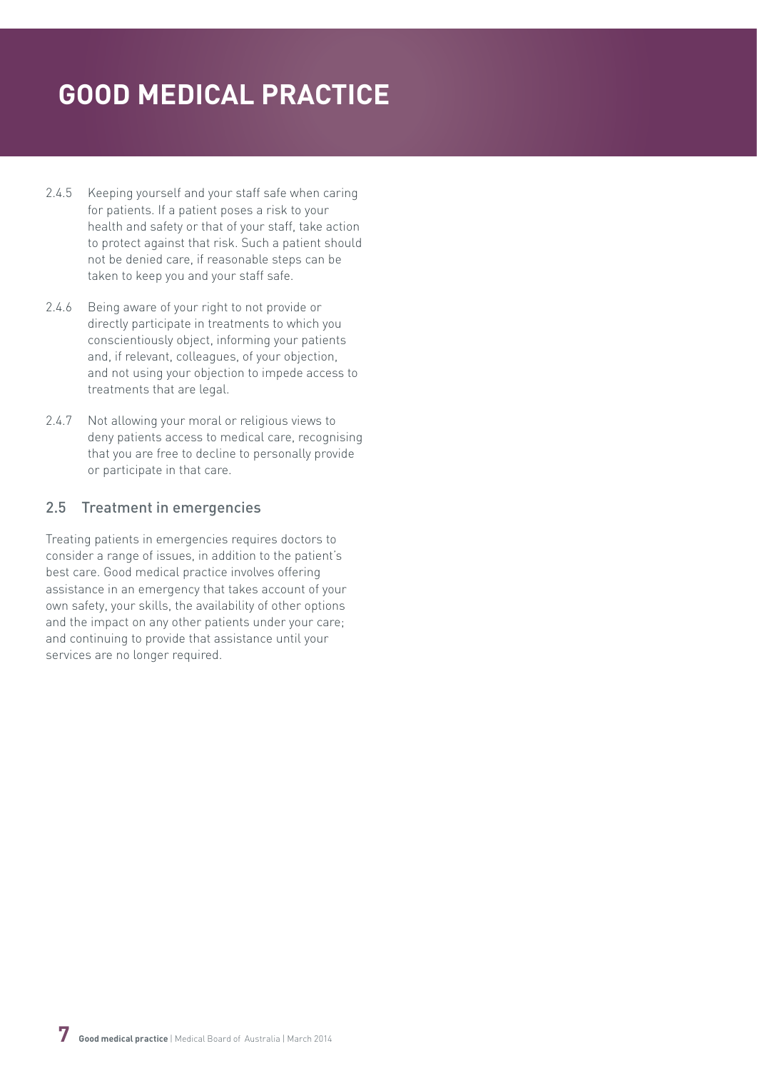2.4.5 Keeping yourself and your staff safe when caring for patients. If a patient poses a risk to your health and safety or that of your staff, take action to protect against that risk. Such a patient should not be denied care, if reasonable steps can be taken to keep you and your staff safe.

2.4.6 Being aware of your right to not provide or directly participate in treatments to which you conscientiously object, informing your patients and, if relevant, colleagues, of your objection, and not using your objection to impede access to treatments that are legal.

2.4.7 Not allowing your moral or religious views to deny patients access to medical care, recognising that you are free to decline to personally provide or participate in that care.

### 2.5 Treatment in emergencies

Treating patients in emergencies requires doctors to consider a range of issues, in addition to the patient's best care. Good medical practice involves offering assistance in an emergency that takes account of your own safety, your skills, the availability of other options and the impact on any other patients under your care; and continuing to provide that assistance until your services are no longer required.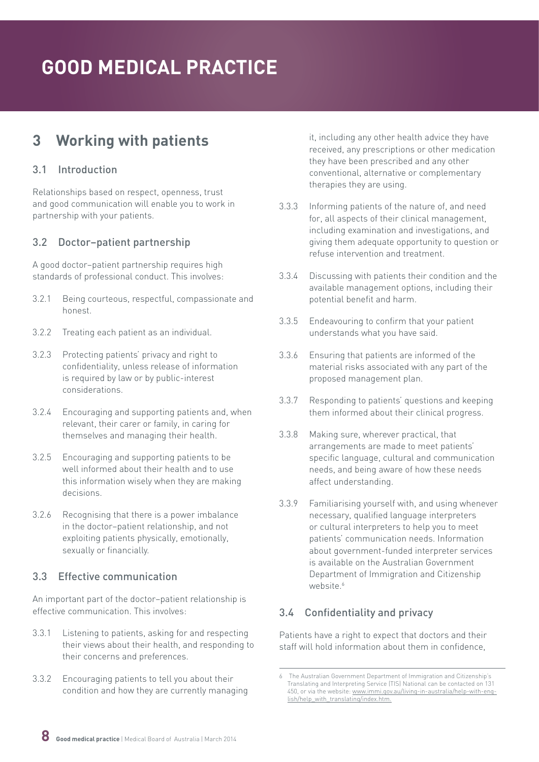# GOOD MEDICAL PRACTICE

## 3 Working with patients

### 3.1 Introduction

Relationships based on respect, openness, trust and good communication will enable you to work in partnership with your patients.

### 3.2 Doctor–patient partnership

A good doctor–patient partnership requires high standards of professional conduct. This involves:

3.2.1 Being courteous, respectful, compassionate and honest.

3.2.2 Treating each patient as an individual.

3.2.3 Protecting patients' privacy and right to confidentiality, unless release of information is required by law or by public-interest considerations.

3.2.4 Encouraging and supporting patients and, when relevant, their carer or family, in caring for themselves and managing their health.

3.2.5 Encouraging and supporting patients to be well informed about their health and to use this information wisely when they are making decisions.

3.2.6 Recognising that there is a power imbalance in the doctor–patient relationship, and not exploiting patients physically, emotionally, sexually or financially.

### 3.3 Effective communication

An important part of the doctor–patient relationship is effective communication. This involves:

3.3.1 Listening to patients, asking for and respecting their views about their health, and responding to their concerns and preferences.

3.3.2 Encouraging patients to tell you about their condition and how they are currently managing it, including any other health advice they have received, any prescriptions or other medication they have been prescribed and any other conventional, alternative or complementary therapies they are using.

3.3.3 Informing patients of the nature of, and need for, all aspects of their clinical management, including examination and investigations, and giving them adequate opportunity to question or refuse intervention and treatment.

3.3.4 Discussing with patients their condition and the available management options, including their potential benefit and harm.

3.3.5 Endeavouring to confirm that your patient understands what you have said.

3.3.6 Ensuring that patients are informed of the material risks associated with any part of the proposed management plan.

3.3.7 Responding to patients' questions and keeping them informed about their clinical progress.

3.3.8 Making sure, wherever practical, that arrangements are made to meet patients' specific language, cultural and communication needs, and being aware of how these needs affect understanding.

3.3.9 Familiarising yourself with, and using whenever necessary, qualified language interpreters or cultural interpreters to help you to meet patients' communication needs. Information about government-funded interpreter services is available on the Australian Government Department of Immigration and Citizenship website.[6]

### 3.4 Confidentiality and privacy

Patients have a right to expect that doctors and their staff will hold information about them in confidence,

---

6 The Australian Government Department of Immigration and Citizenship's Translating and Interpreting Service (TIS) National can be contacted on 131 450, or via the website: www.immi.gov.au/living-in-australia/help-with-english/help_with_translating/index.htm.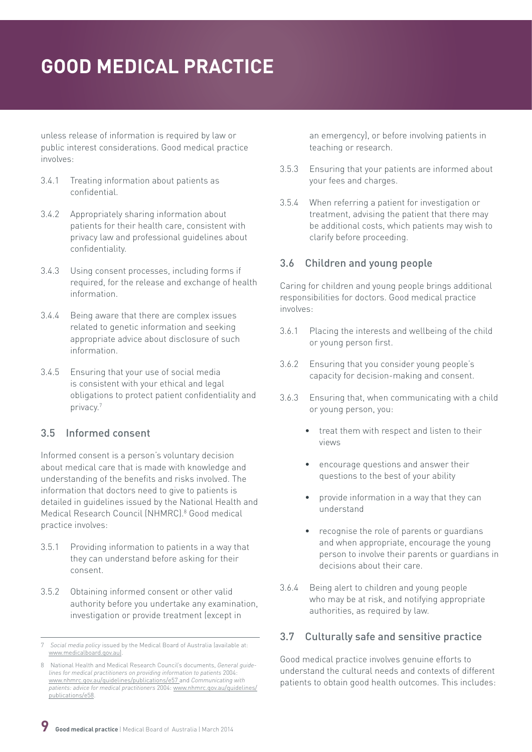unless release of information is required by law or public interest considerations. Good medical practice involves:

3.4.1 Treating information about patients as confidential.

3.4.2 Appropriately sharing information about patients for their health care, consistent with privacy law and professional guidelines about confidentiality.

3.4.3 Using consent processes, including forms if required, for the release and exchange of health information.

3.4.4 Being aware that there are complex issues related to genetic information and seeking appropriate advice about disclosure of such information.

3.4.5 Ensuring that your use of social media is consistent with your ethical and legal obligations to protect patient confidentiality and privacy.[7]

## 3.5 Informed consent

Informed consent is a person's voluntary decision about medical care that is made with knowledge and understanding of the benefits and risks involved. The information that doctors need to give to patients is detailed in guidelines issued by the National Health and Medical Research Council (NHMRC).[8] Good medical practice involves:

3.5.1 Providing information to patients in a way that they can understand before asking for their consent.

3.5.2 Obtaining informed consent or other valid authority before you undertake any examination, investigation or provide treatment (except in an emergency), or before involving patients in teaching or research.

3.5.3 Ensuring that your patients are informed about your fees and charges.

3.5.4 When referring a patient for investigation or treatment, advising the patient that there may be additional costs, which patients may wish to clarify before proceeding.

## 3.6 Children and young people

Caring for children and young people brings additional responsibilities for doctors. Good medical practice involves:

3.6.1 Placing the interests and wellbeing of the child or young person first.

3.6.2 Ensuring that you consider young people's capacity for decision-making and consent.

3.6.3 Ensuring that, when communicating with a child or young person, you:

- treat them with respect and listen to their views
- encourage questions and answer their questions to the best of your ability
- provide information in a way that they can understand
- recognise the role of parents or guardians and when appropriate, encourage the young person to involve their parents or guardians in decisions about their care.

3.6.4 Being alert to children and young people who may be at risk, and notifying appropriate authorities, as required by law.

## 3.7 Culturally safe and sensitive practice

Good medical practice involves genuine efforts to understand the cultural needs and contexts of different patients to obtain good health outcomes. This includes:

---

7 *Social media policy* issued by the Medical Board of Australia (available at: www.medicalboard.gov.au).

8 National Health and Medical Research Council's documents, *General guidelines for medical practitioners on providing information to patients* 2004: www.nhmrc.gov.au/guidelines/publications/e57 and *Communicating with patients: advice for medical practitioners* 2004: www.nhmrc.gov.au/guidelines/publications/e58.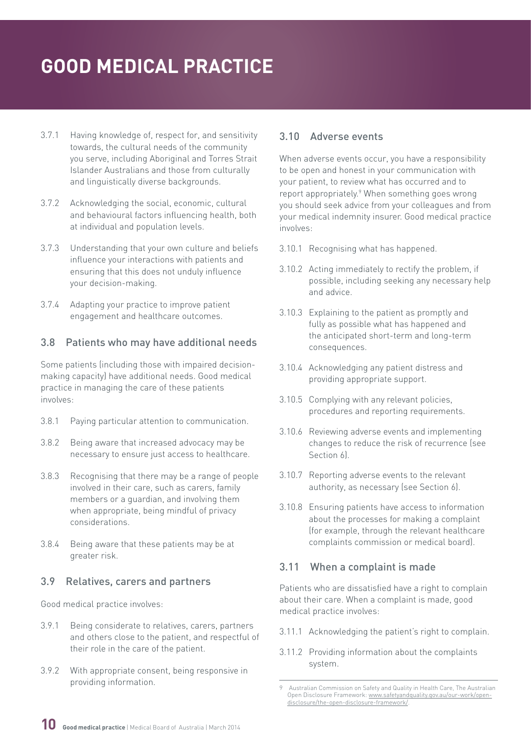3.7.1 Having knowledge of, respect for, and sensitivity towards, the cultural needs of the community you serve, including Aboriginal and Torres Strait Islander Australians and those from culturally and linguistically diverse backgrounds.

3.7.2 Acknowledging the social, economic, cultural and behavioural factors influencing health, both at individual and population levels.

3.7.3 Understanding that your own culture and beliefs influence your interactions with patients and ensuring that this does not unduly influence your decision-making.

3.7.4 Adapting your practice to improve patient engagement and healthcare outcomes.

### 3.8 Patients who may have additional needs

Some patients (including those with impaired decision-making capacity) have additional needs. Good medical practice in managing the care of these patients involves:

3.8.1 Paying particular attention to communication.

3.8.2 Being aware that increased advocacy may be necessary to ensure just access to healthcare.

3.8.3 Recognising that there may be a range of people involved in their care, such as carers, family members or a guardian, and involving them when appropriate, being mindful of privacy considerations.

3.8.4 Being aware that these patients may be at greater risk.

### 3.9 Relatives, carers and partners

Good medical practice involves:

3.9.1 Being considerate to relatives, carers, partners and others close to the patient, and respectful of their role in the care of the patient.

3.9.2 With appropriate consent, being responsive in providing information.

### 3.10 Adverse events

When adverse events occur, you have a responsibility to be open and honest in your communication with your patient, to review what has occurred and to report appropriately.[9] When something goes wrong you should seek advice from your colleagues and from your medical indemnity insurer. Good medical practice involves:

3.10.1 Recognising what has happened.

3.10.2 Acting immediately to rectify the problem, if possible, including seeking any necessary help and advice.

3.10.3 Explaining to the patient as promptly and fully as possible what has happened and the anticipated short-term and long-term consequences.

3.10.4 Acknowledging any patient distress and providing appropriate support.

3.10.5 Complying with any relevant policies, procedures and reporting requirements.

3.10.6 Reviewing adverse events and implementing changes to reduce the risk of recurrence (see Section 6).

3.10.7 Reporting adverse events to the relevant authority, as necessary (see Section 6).

3.10.8 Ensuring patients have access to information about the processes for making a complaint (for example, through the relevant healthcare complaints commission or medical board).

### 3.11 When a complaint is made

Patients who are dissatisfied have a right to complain about their care. When a complaint is made, good medical practice involves:

3.11.1 Acknowledging the patient's right to complain.

3.11.2 Providing information about the complaints system.

---

9 Australian Commission on Safety and Quality in Health Care, The Australian Open Disclosure Framework: www.safetyandquality.gov.au/our-work/open-disclosure/the-open-disclosure-framework/.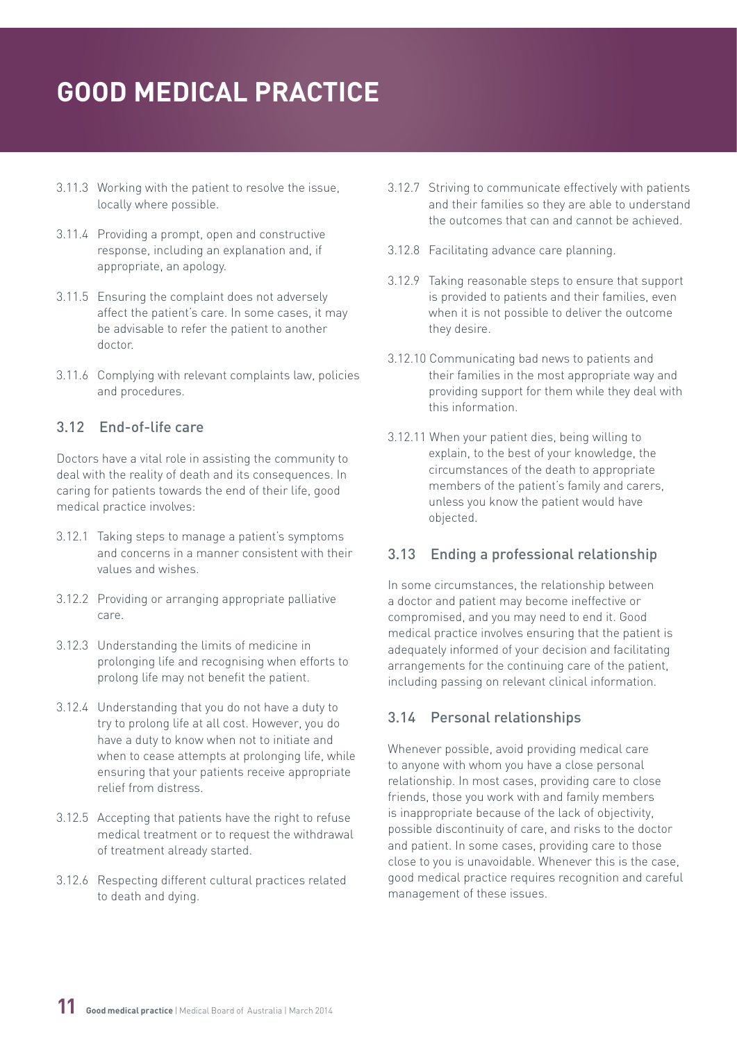3.11.3 Working with the patient to resolve the issue, locally where possible.

3.11.4 Providing a prompt, open and constructive response, including an explanation and, if appropriate, an apology.

3.11.5 Ensuring the complaint does not adversely affect the patient's care. In some cases, it may be advisable to refer the patient to another doctor.

3.11.6 Complying with relevant complaints law, policies and procedures.

## 3.12 End-of-life care

Doctors have a vital role in assisting the community to deal with the reality of death and its consequences. In caring for patients towards the end of their life, good medical practice involves:

3.12.1 Taking steps to manage a patient's symptoms and concerns in a manner consistent with their values and wishes.

3.12.2 Providing or arranging appropriate palliative care.

3.12.3 Understanding the limits of medicine in prolonging life and recognising when efforts to prolong life may not benefit the patient.

3.12.4 Understanding that you do not have a duty to try to prolong life at all cost. However, you do have a duty to know when not to initiate and when to cease attempts at prolonging life, while ensuring that your patients receive appropriate relief from distress.

3.12.5 Accepting that patients have the right to refuse medical treatment or to request the withdrawal of treatment already started.

3.12.6 Respecting different cultural practices related to death and dying.

3.12.7 Striving to communicate effectively with patients and their families so they are able to understand the outcomes that can and cannot be achieved.

3.12.8 Facilitating advance care planning.

3.12.9 Taking reasonable steps to ensure that support is provided to patients and their families, even when it is not possible to deliver the outcome they desire.

3.12.10 Communicating bad news to patients and their families in the most appropriate way and providing support for them while they deal with this information.

3.12.11 When your patient dies, being willing to explain, to the best of your knowledge, the circumstances of the death to appropriate members of the patient's family and carers, unless you know the patient would have objected.

## 3.13 Ending a professional relationship

In some circumstances, the relationship between a doctor and patient may become ineffective or compromised, and you may need to end it. Good medical practice involves ensuring that the patient is adequately informed of your decision and facilitating arrangements for the continuing care of the patient, including passing on relevant clinical information.

## 3.14 Personal relationships

Whenever possible, avoid providing medical care to anyone with whom you have a close personal relationship. In most cases, providing care to close friends, those you work with and family members is inappropriate because of the lack of objectivity, possible discontinuity of care, and risks to the doctor and patient. In some cases, providing care to those close to you is unavoidable. Whenever this is the case, good medical practice requires recognition and careful management of these issues.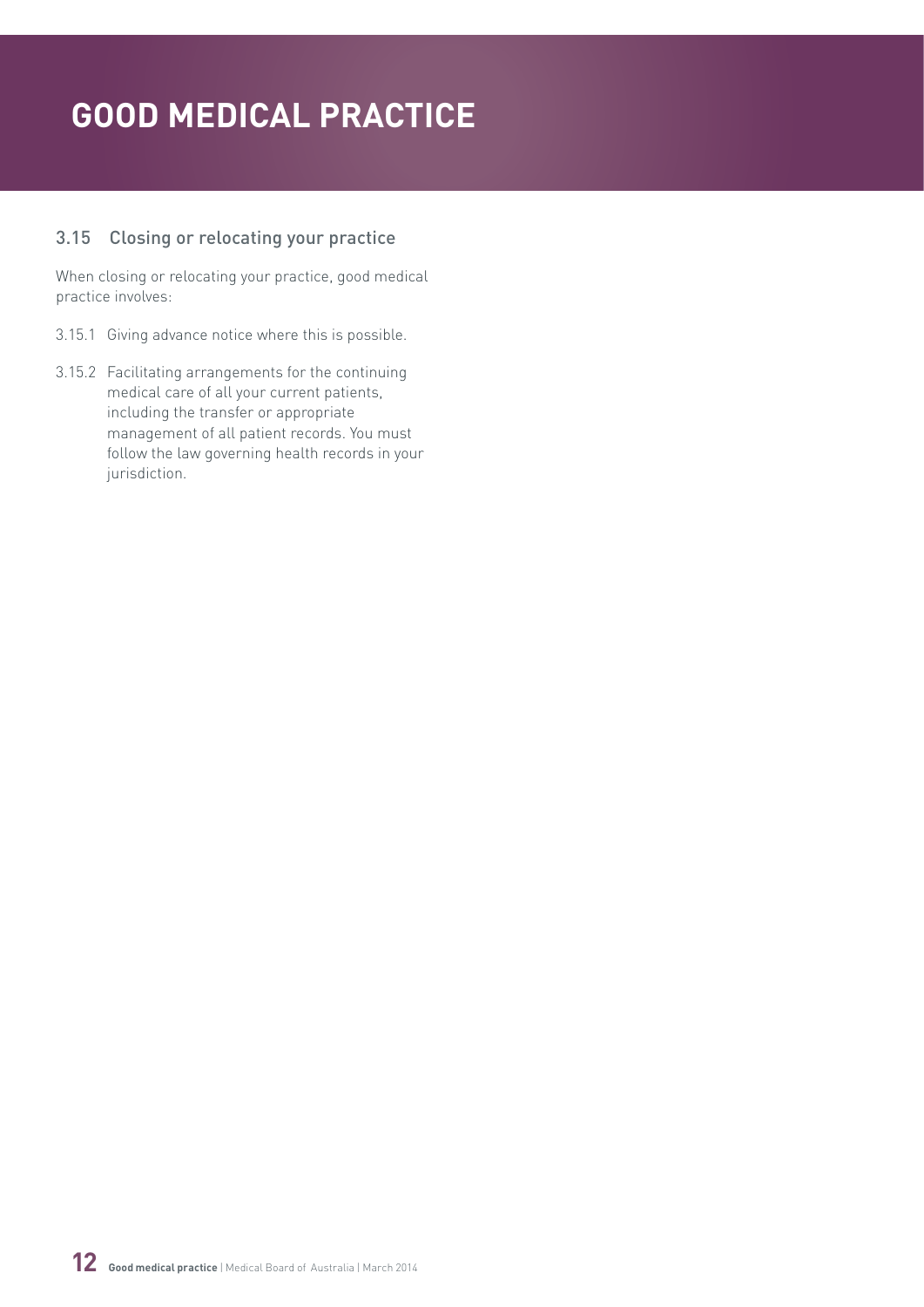# GOOD MEDICAL PRACTICE

### 3.15 Closing or relocating your practice

When closing or relocating your practice, good medical practice involves:

3.15.1 Giving advance notice where this is possible.

3.15.2 Facilitating arrangements for the continuing medical care of all your current patients, including the transfer or appropriate management of all patient records. You must follow the law governing health records in your jurisdiction.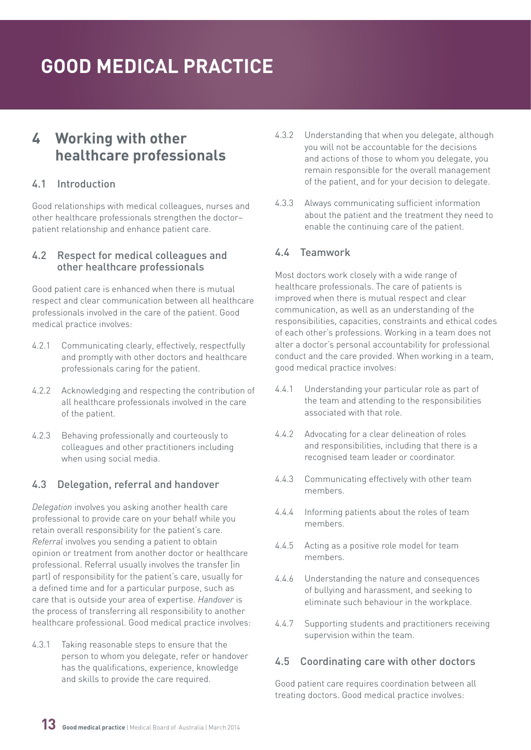# GOOD MEDICAL PRACTICE

## 4 Working with other healthcare professionals

### 4.1 Introduction

Good relationships with medical colleagues, nurses and other healthcare professionals strengthen the doctor–patient relationship and enhance patient care.

### 4.2 Respect for medical colleagues and other healthcare professionals

Good patient care is enhanced when there is mutual respect and clear communication between all healthcare professionals involved in the care of the patient. Good medical practice involves:

4.2.1 Communicating clearly, effectively, respectfully and promptly with other doctors and healthcare professionals caring for the patient.

4.2.2 Acknowledging and respecting the contribution of all healthcare professionals involved in the care of the patient.

4.2.3 Behaving professionally and courteously to colleagues and other practitioners including when using social media.

### 4.3 Delegation, referral and handover

*Delegation* involves you asking another health care professional to provide care on your behalf while you retain overall responsibility for the patient's care. *Referral* involves you sending a patient to obtain opinion or treatment from another doctor or healthcare professional. Referral usually involves the transfer (in part) of responsibility for the patient's care, usually for a defined time and for a particular purpose, such as care that is outside your area of expertise. *Handover* is the process of transferring all responsibility to another healthcare professional. Good medical practice involves:

4.3.1 Taking reasonable steps to ensure that the person to whom you delegate, refer or handover has the qualifications, experience, knowledge and skills to provide the care required.

4.3.2 Understanding that when you delegate, although you will not be accountable for the decisions and actions of those to whom you delegate, you remain responsible for the overall management of the patient, and for your decision to delegate.

4.3.3 Always communicating sufficient information about the patient and the treatment they need to enable the continuing care of the patient.

### 4.4 Teamwork

Most doctors work closely with a wide range of healthcare professionals. The care of patients is improved when there is mutual respect and clear communication, as well as an understanding of the responsibilities, capacities, constraints and ethical codes of each other's professions. Working in a team does not alter a doctor's personal accountability for professional conduct and the care provided. When working in a team, good medical practice involves:

4.4.1 Understanding your particular role as part of the team and attending to the responsibilities associated with that role.

4.4.2 Advocating for a clear delineation of roles and responsibilities, including that there is a recognised team leader or coordinator.

4.4.3 Communicating effectively with other team members.

4.4.4 Informing patients about the roles of team members.

4.4.5 Acting as a positive role model for team members.

4.4.6 Understanding the nature and consequences of bullying and harassment, and seeking to eliminate such behaviour in the workplace.

4.4.7 Supporting students and practitioners receiving supervision within the team.

### 4.5 Coordinating care with other doctors

Good patient care requires coordination between all treating doctors. Good medical practice involves: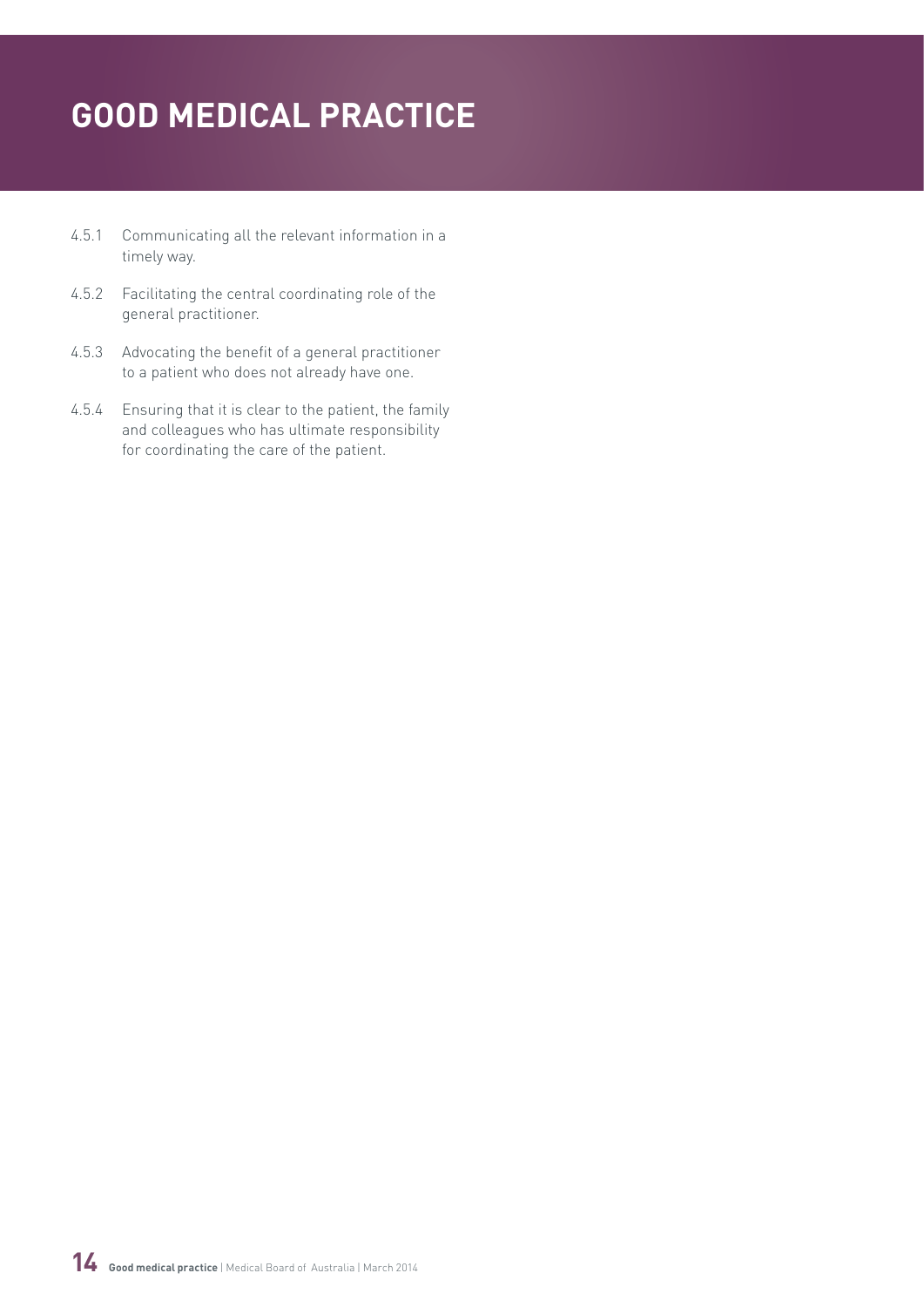4.5.1 Communicating all the relevant information in a timely way.

4.5.2 Facilitating the central coordinating role of the general practitioner.

4.5.3 Advocating the benefit of a general practitioner to a patient who does not already have one.

4.5.4 Ensuring that it is clear to the patient, the family and colleagues who has ultimate responsibility for coordinating the care of the patient.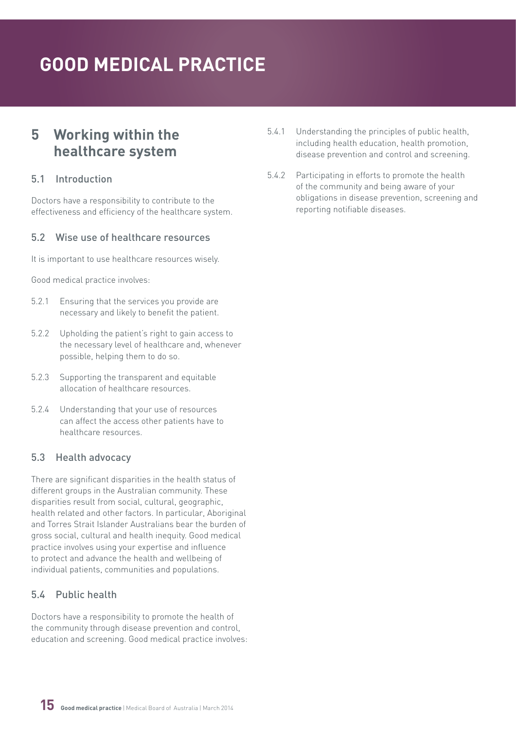# GOOD MEDICAL PRACTICE

## 5 Working within the healthcare system

### 5.1 Introduction

Doctors have a responsibility to contribute to the effectiveness and efficiency of the healthcare system.

### 5.2 Wise use of healthcare resources

It is important to use healthcare resources wisely.

Good medical practice involves:

5.2.1 Ensuring that the services you provide are necessary and likely to benefit the patient.

5.2.2 Upholding the patient's right to gain access to the necessary level of healthcare and, whenever possible, helping them to do so.

5.2.3 Supporting the transparent and equitable allocation of healthcare resources.

5.2.4 Understanding that your use of resources can affect the access other patients have to healthcare resources.

### 5.3 Health advocacy

There are significant disparities in the health status of different groups in the Australian community. These disparities result from social, cultural, geographic, health related and other factors. In particular, Aboriginal and Torres Strait Islander Australians bear the burden of gross social, cultural and health inequity. Good medical practice involves using your expertise and influence to protect and advance the health and wellbeing of individual patients, communities and populations.

### 5.4 Public health

Doctors have a responsibility to promote the health of the community through disease prevention and control, education and screening. Good medical practice involves:

5.4.1 Understanding the principles of public health, including health education, health promotion, disease prevention and control and screening.

5.4.2 Participating in efforts to promote the health of the community and being aware of your obligations in disease prevention, screening and reporting notifiable diseases.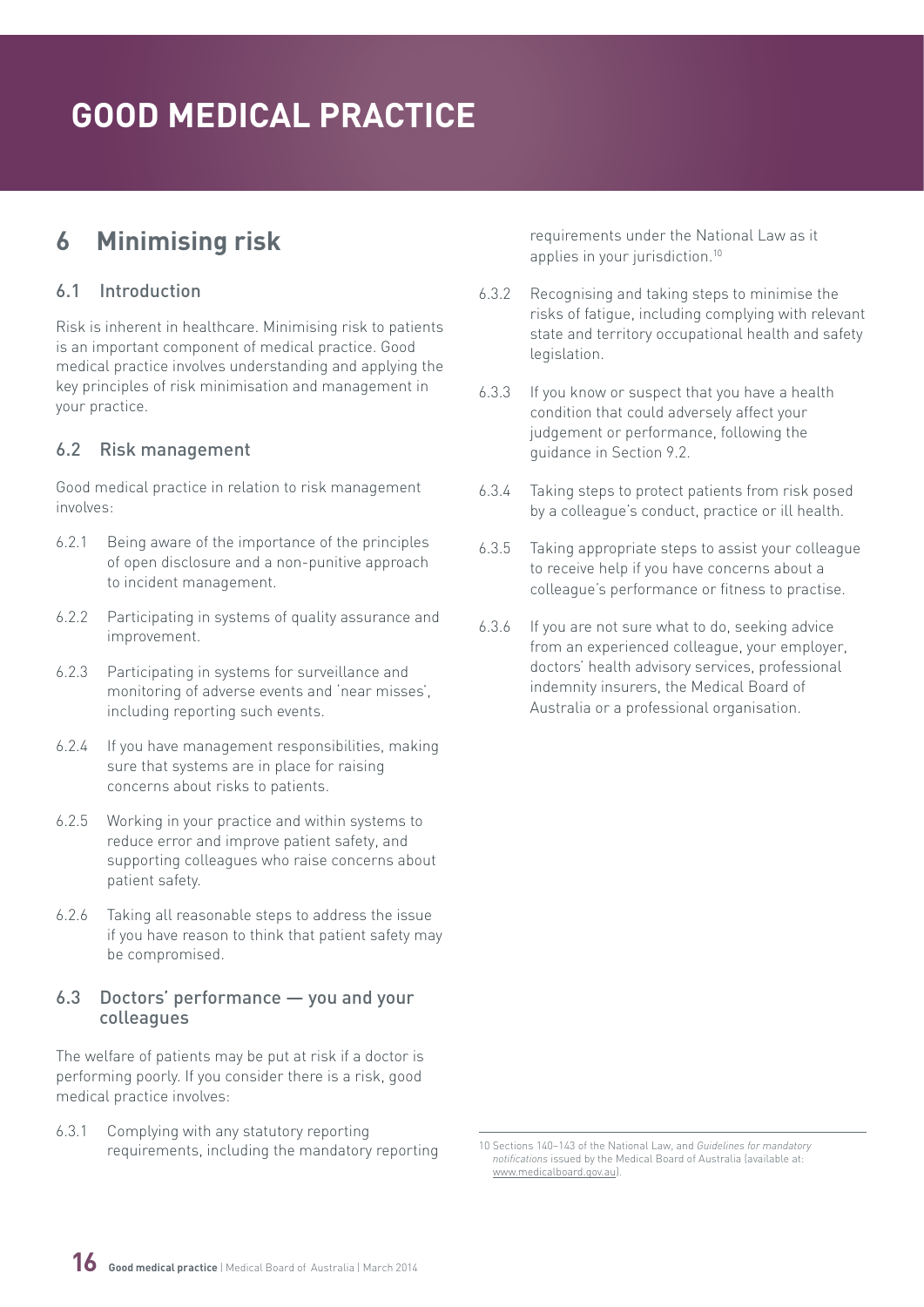# GOOD MEDICAL PRACTICE

## 6 Minimising risk

### 6.1 Introduction

Risk is inherent in healthcare. Minimising risk to patients is an important component of medical practice. Good medical practice involves understanding and applying the key principles of risk minimisation and management in your practice.

### 6.2 Risk management

Good medical practice in relation to risk management involves:

6.2.1 Being aware of the importance of the principles of open disclosure and a non-punitive approach to incident management.

6.2.2 Participating in systems of quality assurance and improvement.

6.2.3 Participating in systems for surveillance and monitoring of adverse events and 'near misses', including reporting such events.

6.2.4 If you have management responsibilities, making sure that systems are in place for raising concerns about risks to patients.

6.2.5 Working in your practice and within systems to reduce error and improve patient safety, and supporting colleagues who raise concerns about patient safety.

6.2.6 Taking all reasonable steps to address the issue if you have reason to think that patient safety may be compromised.

### 6.3 Doctors' performance — you and your colleagues

The welfare of patients may be put at risk if a doctor is performing poorly. If you consider there is a risk, good medical practice involves:

6.3.1 Complying with any statutory reporting requirements, including the mandatory reporting requirements under the National Law as it applies in your jurisdiction.[10]

6.3.2 Recognising and taking steps to minimise the risks of fatigue, including complying with relevant state and territory occupational health and safety legislation.

6.3.3 If you know or suspect that you have a health condition that could adversely affect your judgement or performance, following the guidance in Section 9.2.

6.3.4 Taking steps to protect patients from risk posed by a colleague's conduct, practice or ill health.

6.3.5 Taking appropriate steps to assist your colleague to receive help if you have concerns about a colleague's performance or fitness to practise.

6.3.6 If you are not sure what to do, seeking advice from an experienced colleague, your employer, doctors' health advisory services, professional indemnity insurers, the Medical Board of Australia or a professional organisation.

---

10 Sections 140–143 of the National Law, and *Guidelines for mandatory notifications* issued by the Medical Board of Australia (available at: www.medicalboard.gov.au).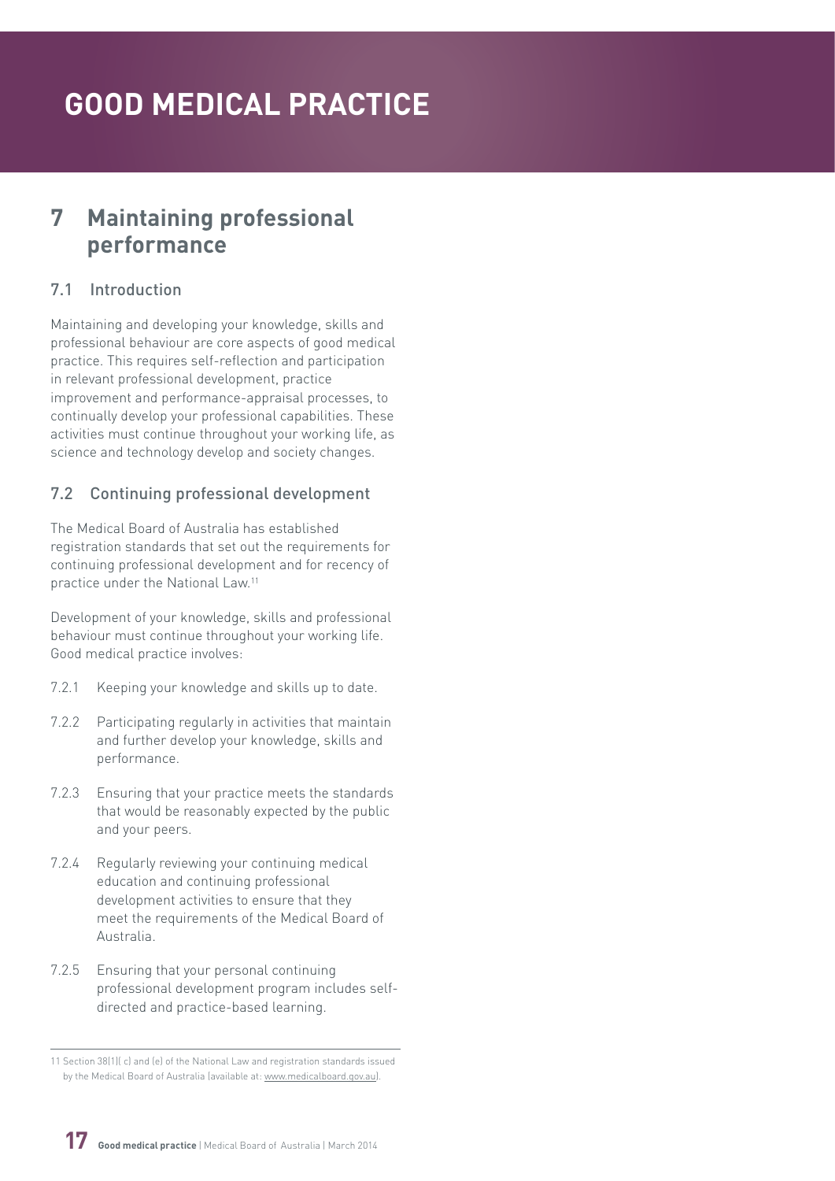# 7 Maintaining professional performance

## 7.1 Introduction

Maintaining and developing your knowledge, skills and professional behaviour are core aspects of good medical practice. This requires self-reflection and participation in relevant professional development, practice improvement and performance-appraisal processes, to continually develop your professional capabilities. These activities must continue throughout your working life, as science and technology develop and society changes.

## 7.2 Continuing professional development

The Medical Board of Australia has established registration standards that set out the requirements for continuing professional development and for recency of practice under the National Law.[11]

Development of your knowledge, skills and professional behaviour must continue throughout your working life. Good medical practice involves:

7.2.1 Keeping your knowledge and skills up to date.

7.2.2 Participating regularly in activities that maintain and further develop your knowledge, skills and performance.

7.2.3 Ensuring that your practice meets the standards that would be reasonably expected by the public and your peers.

7.2.4 Regularly reviewing your continuing medical education and continuing professional development activities to ensure that they meet the requirements of the Medical Board of Australia.

7.2.5 Ensuring that your personal continuing professional development program includes self-directed and practice-based learning.

---

11 Section 38(1)( c) and (e) of the National Law and registration standards issued by the Medical Board of Australia (available at: www.medicalboard.gov.au).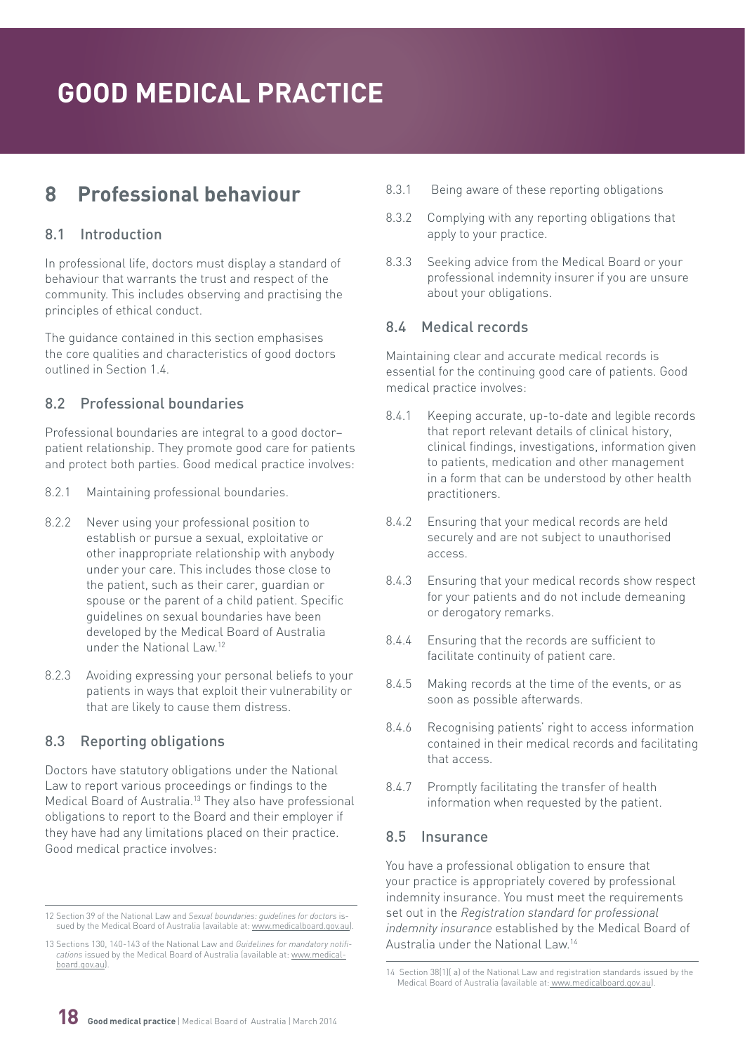# GOOD MEDICAL PRACTICE

## 8 Professional behaviour

### 8.1 Introduction

In professional life, doctors must display a standard of behaviour that warrants the trust and respect of the community. This includes observing and practising the principles of ethical conduct.

The guidance contained in this section emphasises the core qualities and characteristics of good doctors outlined in Section 1.4.

### 8.2 Professional boundaries

Professional boundaries are integral to a good doctor–patient relationship. They promote good care for patients and protect both parties. Good medical practice involves:

8.2.1 Maintaining professional boundaries.

8.2.2 Never using your professional position to establish or pursue a sexual, exploitative or other inappropriate relationship with anybody under your care. This includes those close to the patient, such as their carer, guardian or spouse or the parent of a child patient. Specific guidelines on sexual boundaries have been developed by the Medical Board of Australia under the National Law.[12]

8.2.3 Avoiding expressing your personal beliefs to your patients in ways that exploit their vulnerability or that are likely to cause them distress.

### 8.3 Reporting obligations

Doctors have statutory obligations under the National Law to report various proceedings or findings to the Medical Board of Australia.[13] They also have professional obligations to report to the Board and their employer if they have had any limitations placed on their practice. Good medical practice involves:

8.3.1 Being aware of these reporting obligations

8.3.2 Complying with any reporting obligations that apply to your practice.

8.3.3 Seeking advice from the Medical Board or your professional indemnity insurer if you are unsure about your obligations.

### 8.4 Medical records

Maintaining clear and accurate medical records is essential for the continuing good care of patients. Good medical practice involves:

8.4.1 Keeping accurate, up-to-date and legible records that report relevant details of clinical history, clinical findings, investigations, information given to patients, medication and other management in a form that can be understood by other health practitioners.

8.4.2 Ensuring that your medical records are held securely and are not subject to unauthorised access.

8.4.3 Ensuring that your medical records show respect for your patients and do not include demeaning or derogatory remarks.

8.4.4 Ensuring that the records are sufficient to facilitate continuity of patient care.

8.4.5 Making records at the time of the events, or as soon as possible afterwards.

8.4.6 Recognising patients' right to access information contained in their medical records and facilitating that access.

8.4.7 Promptly facilitating the transfer of health information when requested by the patient.

### 8.5 Insurance

You have a professional obligation to ensure that your practice is appropriately covered by professional indemnity insurance. You must meet the requirements set out in the *Registration standard for professional indemnity insurance* established by the Medical Board of Australia under the National Law.[14]

---

12 Section 39 of the National Law and *Sexual boundaries: guidelines for doctors* issued by the Medical Board of Australia (available at: www.medicalboard.gov.au).

13 Sections 130, 140-143 of the National Law and *Guidelines for mandatory notifications* issued by the Medical Board of Australia (available at: www.medicalboard.gov.au).

14 Section 38(1)( a) of the National Law and registration standards issued by the Medical Board of Australia (available at: www.medicalboard.gov.au).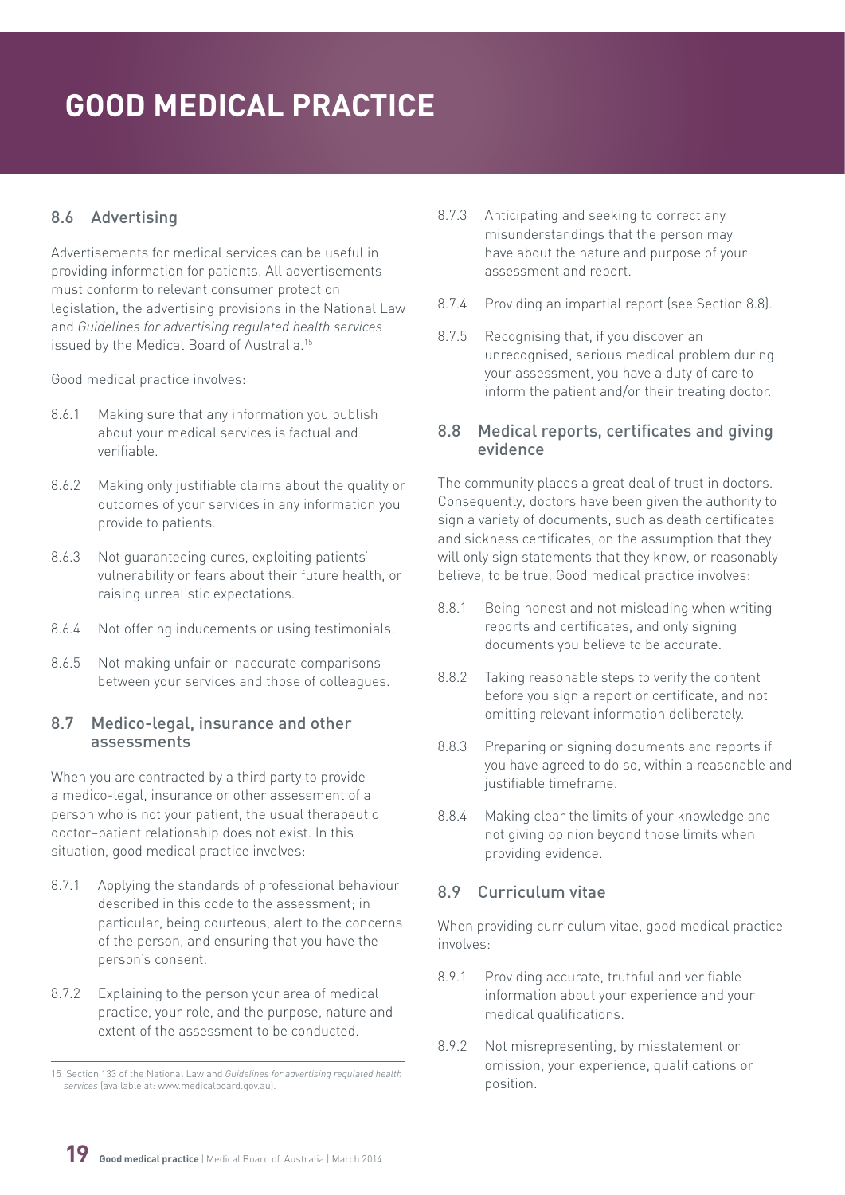# GOOD MEDICAL PRACTICE

## 8.6 Advertising

Advertisements for medical services can be useful in providing information for patients. All advertisements must conform to relevant consumer protection legislation, the advertising provisions in the National Law and *Guidelines for advertising regulated health services* issued by the Medical Board of Australia.[15]

Good medical practice involves:

8.6.1 Making sure that any information you publish about your medical services is factual and verifiable.

8.6.2 Making only justifiable claims about the quality or outcomes of your services in any information you provide to patients.

8.6.3 Not guaranteeing cures, exploiting patients' vulnerability or fears about their future health, or raising unrealistic expectations.

8.6.4 Not offering inducements or using testimonials.

8.6.5 Not making unfair or inaccurate comparisons between your services and those of colleagues.

## 8.7 Medico-legal, insurance and other assessments

When you are contracted by a third party to provide a medico-legal, insurance or other assessment of a person who is not your patient, the usual therapeutic doctor–patient relationship does not exist. In this situation, good medical practice involves:

8.7.1 Applying the standards of professional behaviour described in this code to the assessment; in particular, being courteous, alert to the concerns of the person, and ensuring that you have the person's consent.

8.7.2 Explaining to the person your area of medical practice, your role, and the purpose, nature and extent of the assessment to be conducted.

8.7.3 Anticipating and seeking to correct any misunderstandings that the person may have about the nature and purpose of your assessment and report.

8.7.4 Providing an impartial report (see Section 8.8).

8.7.5 Recognising that, if you discover an unrecognised, serious medical problem during your assessment, you have a duty of care to inform the patient and/or their treating doctor.

## 8.8 Medical reports, certificates and giving evidence

The community places a great deal of trust in doctors. Consequently, doctors have been given the authority to sign a variety of documents, such as death certificates and sickness certificates, on the assumption that they will only sign statements that they know, or reasonably believe, to be true. Good medical practice involves:

8.8.1 Being honest and not misleading when writing reports and certificates, and only signing documents you believe to be accurate.

8.8.2 Taking reasonable steps to verify the content before you sign a report or certificate, and not omitting relevant information deliberately.

8.8.3 Preparing or signing documents and reports if you have agreed to do so, within a reasonable and justifiable timeframe.

8.8.4 Making clear the limits of your knowledge and not giving opinion beyond those limits when providing evidence.

## 8.9 Curriculum vitae

When providing curriculum vitae, good medical practice involves:

8.9.1 Providing accurate, truthful and verifiable information about your experience and your medical qualifications.

8.9.2 Not misrepresenting, by misstatement or omission, your experience, qualifications or position.

---

15 Section 133 of the National Law and *Guidelines for advertising regulated health services* (available at: www.medicalboard.gov.au).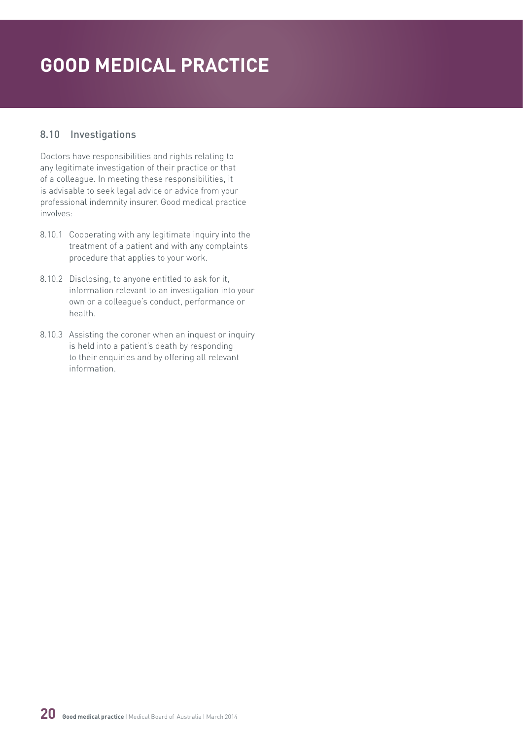# GOOD MEDICAL PRACTICE

## 8.10 Investigations

Doctors have responsibilities and rights relating to any legitimate investigation of their practice or that of a colleague. In meeting these responsibilities, it is advisable to seek legal advice or advice from your professional indemnity insurer. Good medical practice involves:

8.10.1 Cooperating with any legitimate inquiry into the treatment of a patient and with any complaints procedure that applies to your work.

8.10.2 Disclosing, to anyone entitled to ask for it, information relevant to an investigation into your own or a colleague's conduct, performance or health.

8.10.3 Assisting the coroner when an inquest or inquiry is held into a patient's death by responding to their enquiries and by offering all relevant information.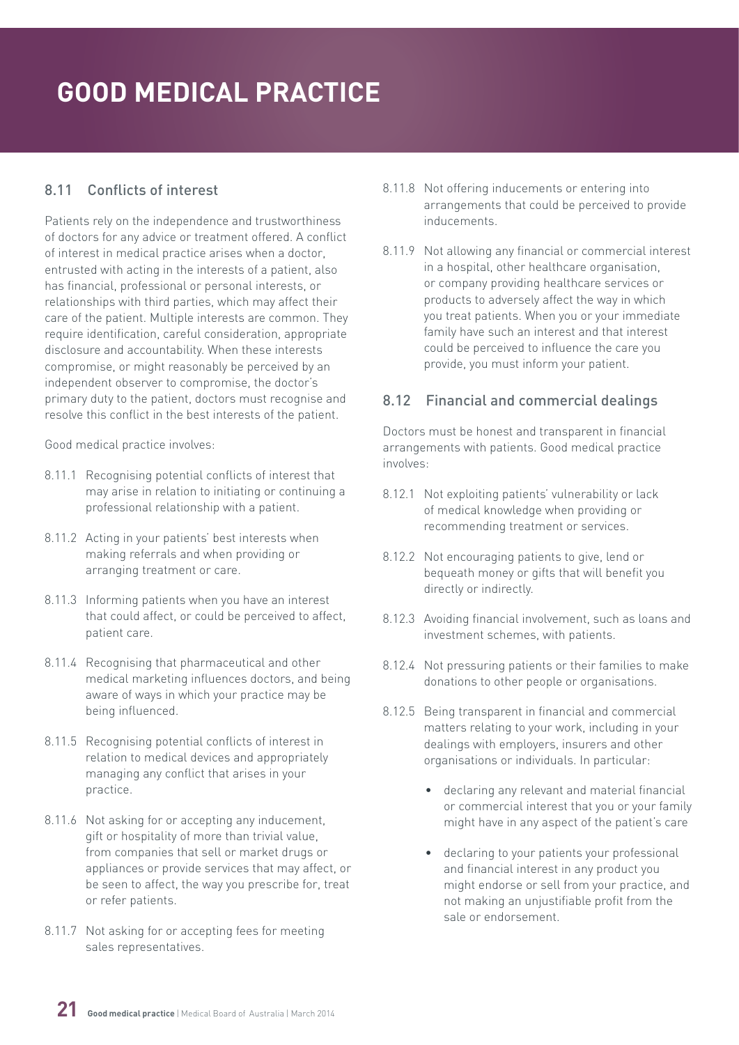# GOOD MEDICAL PRACTICE

## 8.11 Conflicts of interest

Patients rely on the independence and trustworthiness of doctors for any advice or treatment offered. A conflict of interest in medical practice arises when a doctor, entrusted with acting in the interests of a patient, also has financial, professional or personal interests, or relationships with third parties, which may affect their care of the patient. Multiple interests are common. They require identification, careful consideration, appropriate disclosure and accountability. When these interests compromise, or might reasonably be perceived by an independent observer to compromise, the doctor's primary duty to the patient, doctors must recognise and resolve this conflict in the best interests of the patient.

Good medical practice involves:

8.11.1 Recognising potential conflicts of interest that may arise in relation to initiating or continuing a professional relationship with a patient.

8.11.2 Acting in your patients' best interests when making referrals and when providing or arranging treatment or care.

8.11.3 Informing patients when you have an interest that could affect, or could be perceived to affect, patient care.

8.11.4 Recognising that pharmaceutical and other medical marketing influences doctors, and being aware of ways in which your practice may be being influenced.

8.11.5 Recognising potential conflicts of interest in relation to medical devices and appropriately managing any conflict that arises in your practice.

8.11.6 Not asking for or accepting any inducement, gift or hospitality of more than trivial value, from companies that sell or market drugs or appliances or provide services that may affect, or be seen to affect, the way you prescribe for, treat or refer patients.

8.11.7 Not asking for or accepting fees for meeting sales representatives.

8.11.8 Not offering inducements or entering into arrangements that could be perceived to provide inducements.

8.11.9 Not allowing any financial or commercial interest in a hospital, other healthcare organisation, or company providing healthcare services or products to adversely affect the way in which you treat patients. When you or your immediate family have such an interest and that interest could be perceived to influence the care you provide, you must inform your patient.

## 8.12 Financial and commercial dealings

Doctors must be honest and transparent in financial arrangements with patients. Good medical practice involves:

8.12.1 Not exploiting patients' vulnerability or lack of medical knowledge when providing or recommending treatment or services.

8.12.2 Not encouraging patients to give, lend or bequeath money or gifts that will benefit you directly or indirectly.

8.12.3 Avoiding financial involvement, such as loans and investment schemes, with patients.

8.12.4 Not pressuring patients or their families to make donations to other people or organisations.

8.12.5 Being transparent in financial and commercial matters relating to your work, including in your dealings with employers, insurers and other organisations or individuals. In particular:

- declaring any relevant and material financial or commercial interest that you or your family might have in any aspect of the patient's care
- declaring to your patients your professional and financial interest in any product you might endorse or sell from your practice, and not making an unjustifiable profit from the sale or endorsement.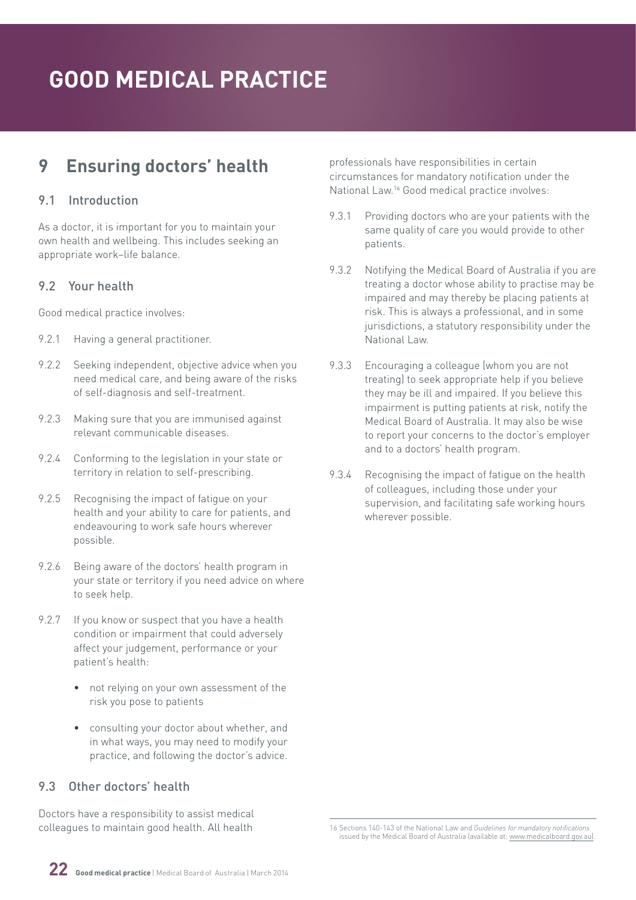# GOOD MEDICAL PRACTICE

## 9 Ensuring doctors' health

### 9.1 Introduction

As a doctor, it is important for you to maintain your own health and wellbeing. This includes seeking an appropriate work–life balance.

### 9.2 Your health

Good medical practice involves:

9.2.1 Having a general practitioner.

9.2.2 Seeking independent, objective advice when you need medical care, and being aware of the risks of self-diagnosis and self-treatment.

9.2.3 Making sure that you are immunised against relevant communicable diseases.

9.2.4 Conforming to the legislation in your state or territory in relation to self-prescribing.

9.2.5 Recognising the impact of fatigue on your health and your ability to care for patients, and endeavouring to work safe hours wherever possible.

9.2.6 Being aware of the doctors' health program in your state or territory if you need advice on where to seek help.

9.2.7 If you know or suspect that you have a health condition or impairment that could adversely affect your judgement, performance or your patient's health:

- not relying on your own assessment of the risk you pose to patients
- consulting your doctor about whether, and in what ways, you may need to modify your practice, and following the doctor's advice.

### 9.3 Other doctors' health

Doctors have a responsibility to assist medical colleagues to maintain good health. All health professionals have responsibilities in certain circumstances for mandatory notification under the National Law.[16] Good medical practice involves:

9.3.1 Providing doctors who are your patients with the same quality of care you would provide to other patients.

9.3.2 Notifying the Medical Board of Australia if you are treating a doctor whose ability to practise may be impaired and may thereby be placing patients at risk. This is always a professional, and in some jurisdictions, a statutory responsibility under the National Law.

9.3.3 Encouraging a colleague (whom you are not treating) to seek appropriate help if you believe they may be ill and impaired. If you believe this impairment is putting patients at risk, notify the Medical Board of Australia. It may also be wise to report your concerns to the doctor's employer and to a doctors' health program.

9.3.4 Recognising the impact of fatigue on the health of colleagues, including those under your supervision, and facilitating safe working hours wherever possible.

---

16 Sections 140-143 of the National Law and *Guidelines for mandatory notifications* issued by the Medical Board of Australia (available at: www.medicalboard.gov.au).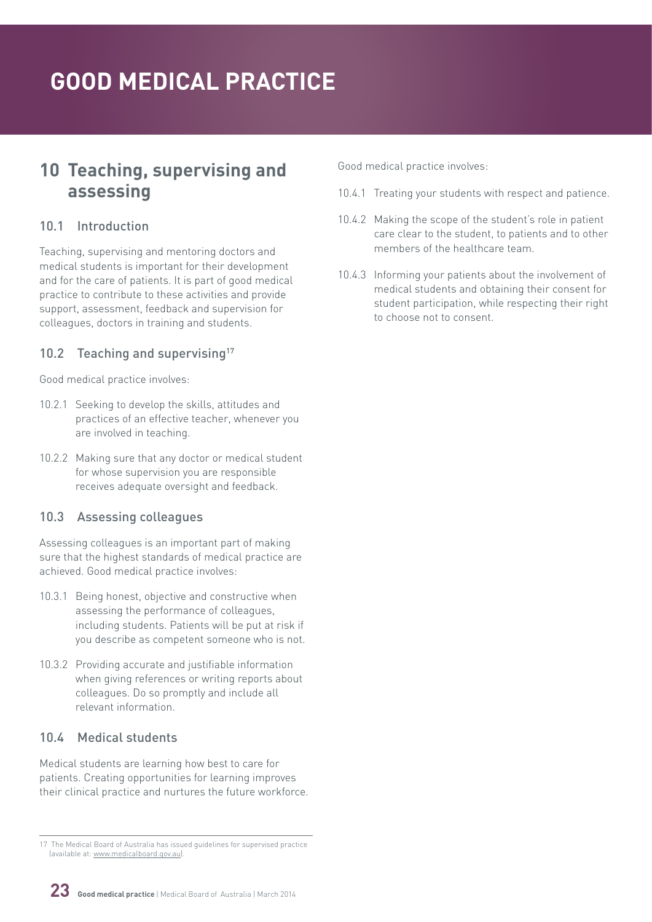## 10 Teaching, supervising and assessing

### 10.1 Introduction

Teaching, supervising and mentoring doctors and medical students is important for their development and for the care of patients. It is part of good medical practice to contribute to these activities and provide support, assessment, feedback and supervision for colleagues, doctors in training and students.

### 10.2 Teaching and supervising[17]

Good medical practice involves:

10.2.1 Seeking to develop the skills, attitudes and practices of an effective teacher, whenever you are involved in teaching.

10.2.2 Making sure that any doctor or medical student for whose supervision you are responsible receives adequate oversight and feedback.

### 10.3 Assessing colleagues

Assessing colleagues is an important part of making sure that the highest standards of medical practice are achieved. Good medical practice involves:

10.3.1 Being honest, objective and constructive when assessing the performance of colleagues, including students. Patients will be put at risk if you describe as competent someone who is not.

10.3.2 Providing accurate and justifiable information when giving references or writing reports about colleagues. Do so promptly and include all relevant information.

### 10.4 Medical students

Medical students are learning how best to care for patients. Creating opportunities for learning improves their clinical practice and nurtures the future workforce.

Good medical practice involves:

10.4.1 Treating your students with respect and patience.

10.4.2 Making the scope of the student's role in patient care clear to the student, to patients and to other members of the healthcare team.

10.4.3 Informing your patients about the involvement of medical students and obtaining their consent for student participation, while respecting their right to choose not to consent.

---

17 The Medical Board of Australia has issued guidelines for supervised practice (available at: www.medicalboard.gov.au).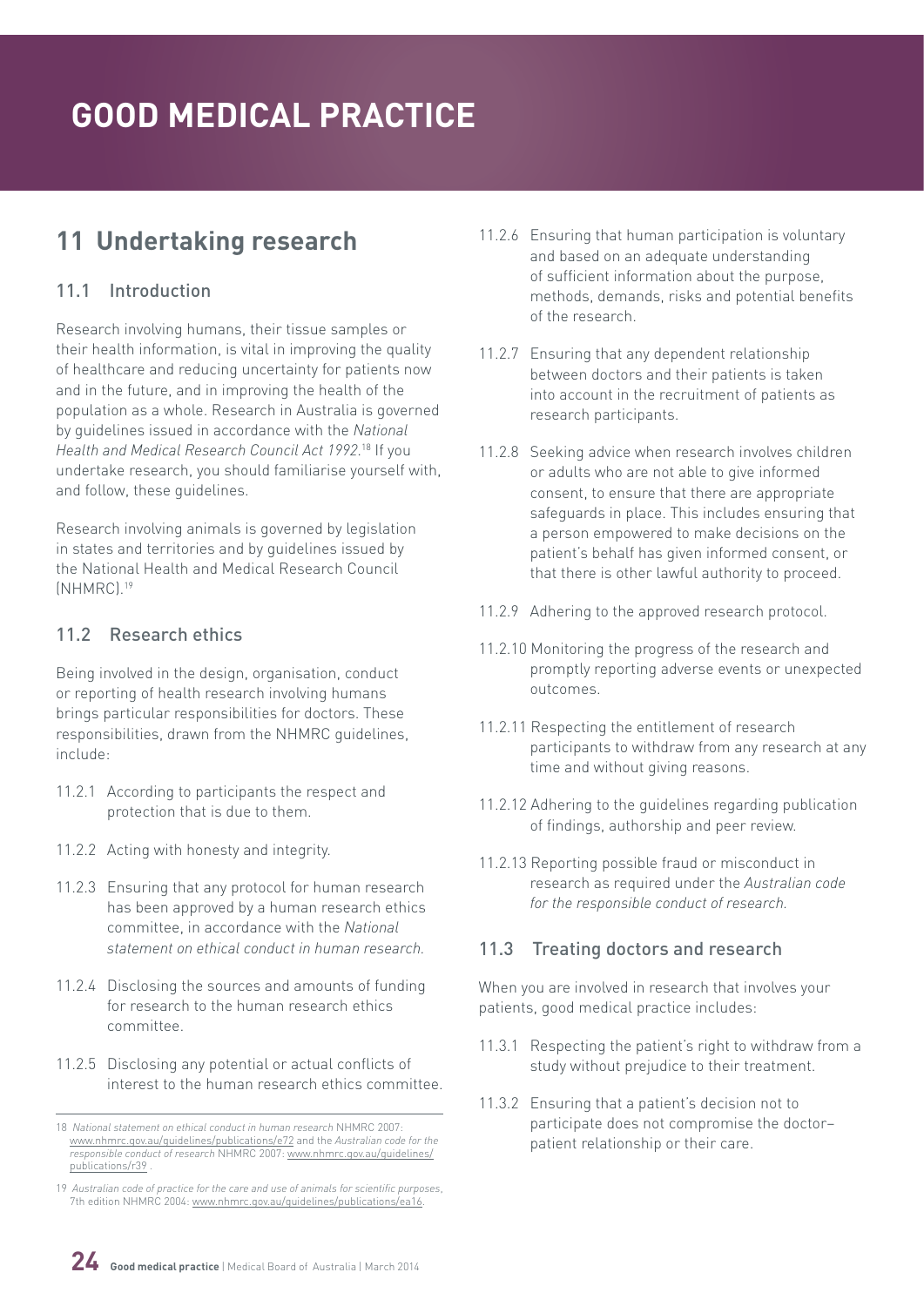# GOOD MEDICAL PRACTICE

## 11 Undertaking research

### 11.1 Introduction

Research involving humans, their tissue samples or their health information, is vital in improving the quality of healthcare and reducing uncertainty for patients now and in the future, and in improving the health of the population as a whole. Research in Australia is governed by guidelines issued in accordance with the *National Health and Medical Research Council Act 1992.*[18] If you undertake research, you should familiarise yourself with, and follow, these guidelines.

Research involving animals is governed by legislation in states and territories and by guidelines issued by the National Health and Medical Research Council (NHMRC).[19]

### 11.2 Research ethics

Being involved in the design, organisation, conduct or reporting of health research involving humans brings particular responsibilities for doctors. These responsibilities, drawn from the NHMRC guidelines, include:

11.2.1 According to participants the respect and protection that is due to them.

11.2.2 Acting with honesty and integrity.

11.2.3 Ensuring that any protocol for human research has been approved by a human research ethics committee, in accordance with the *National statement on ethical conduct in human research.*

11.2.4 Disclosing the sources and amounts of funding for research to the human research ethics committee.

11.2.5 Disclosing any potential or actual conflicts of interest to the human research ethics committee.

11.2.6 Ensuring that human participation is voluntary and based on an adequate understanding of sufficient information about the purpose, methods, demands, risks and potential benefits of the research.

11.2.7 Ensuring that any dependent relationship between doctors and their patients is taken into account in the recruitment of patients as research participants.

11.2.8 Seeking advice when research involves children or adults who are not able to give informed consent, to ensure that there are appropriate safeguards in place. This includes ensuring that a person empowered to make decisions on the patient's behalf has given informed consent, or that there is other lawful authority to proceed.

11.2.9 Adhering to the approved research protocol.

11.2.10 Monitoring the progress of the research and promptly reporting adverse events or unexpected outcomes.

11.2.11 Respecting the entitlement of research participants to withdraw from any research at any time and without giving reasons.

11.2.12 Adhering to the guidelines regarding publication of findings, authorship and peer review.

11.2.13 Reporting possible fraud or misconduct in research as required under the *Australian code for the responsible conduct of research.*

### 11.3 Treating doctors and research

When you are involved in research that involves your patients, good medical practice includes:

11.3.1 Respecting the patient's right to withdraw from a study without prejudice to their treatment.

11.3.2 Ensuring that a patient's decision not to participate does not compromise the doctor–patient relationship or their care.

---

18 *National statement on ethical conduct in human research* NHMRC 2007: www.nhmrc.gov.au/guidelines/publications/e72 and the *Australian code for the responsible conduct of research* NHMRC 2007: www.nhmrc.gov.au/guidelines/publications/r39 .

19 *Australian code of practice for the care and use of animals for scientific purposes*, 7th edition NHMRC 2004: www.nhmrc.gov.au/guidelines/publications/ea16.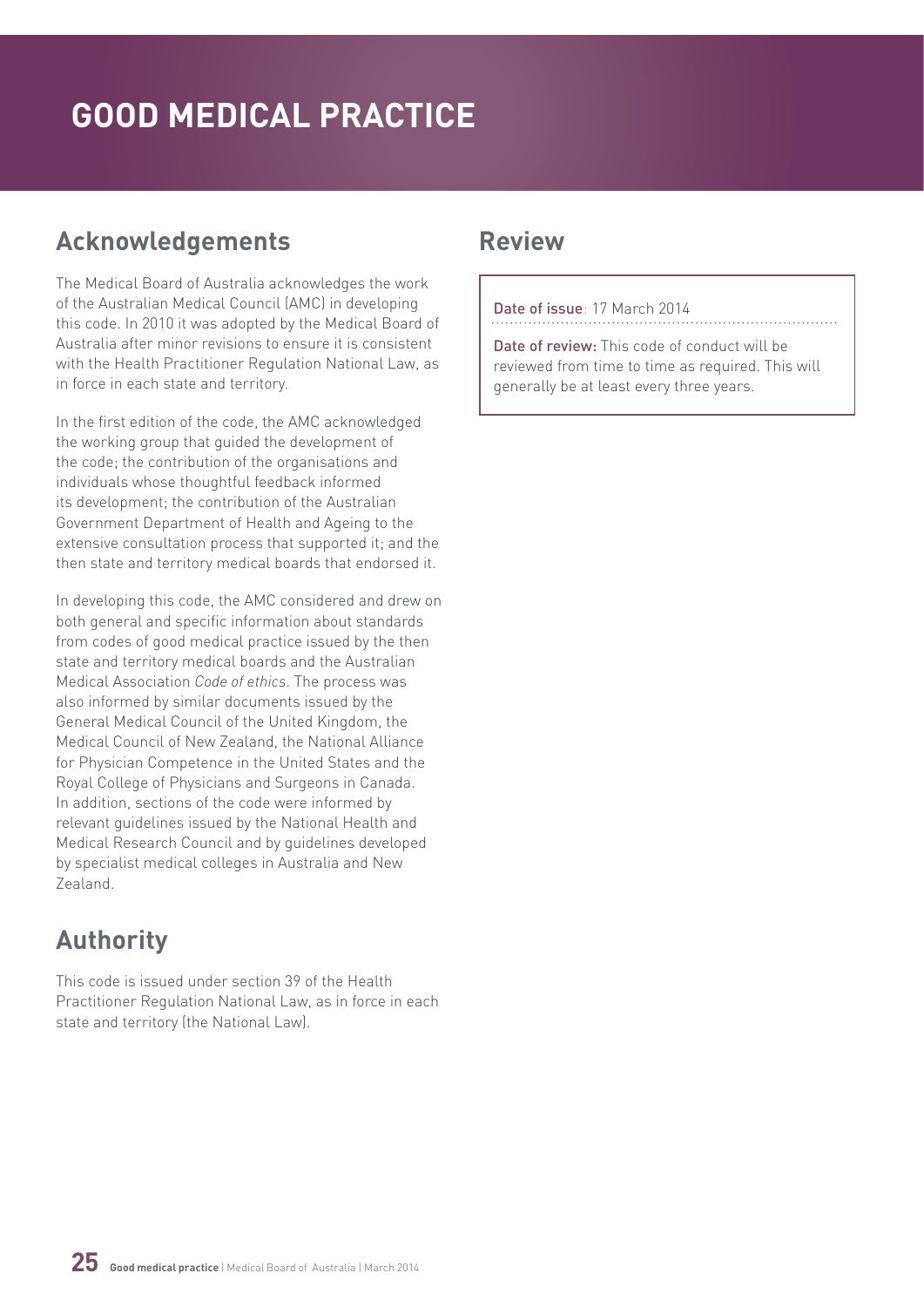# GOOD MEDICAL PRACTICE

## Acknowledgements

The Medical Board of Australia acknowledges the work of the Australian Medical Council (AMC) in developing this code. In 2010 it was adopted by the Medical Board of Australia after minor revisions to ensure it is consistent with the Health Practitioner Regulation National Law, as in force in each state and territory.

In the first edition of the code, the AMC acknowledged the working group that guided the development of the code; the contribution of the organisations and individuals whose thoughtful feedback informed its development; the contribution of the Australian Government Department of Health and Ageing to the extensive consultation process that supported it; and the then state and territory medical boards that endorsed it.

In developing this code, the AMC considered and drew on both general and specific information about standards from codes of good medical practice issued by the then state and territory medical boards and the Australian Medical Association *Code of ethics*. The process was also informed by similar documents issued by the General Medical Council of the United Kingdom, the Medical Council of New Zealand, the National Alliance for Physician Competence in the United States and the Royal College of Physicians and Surgeons in Canada. In addition, sections of the code were informed by relevant guidelines issued by the National Health and Medical Research Council and by guidelines developed by specialist medical colleges in Australia and New Zealand.

## Authority

This code is issued under section 39 of the Health Practitioner Regulation National Law, as in force in each state and territory (the National Law).

## Review

Date of issue: 17 March 2014

Date of review: This code of conduct will be reviewed from time to time as required. This will generally be at least every three years.